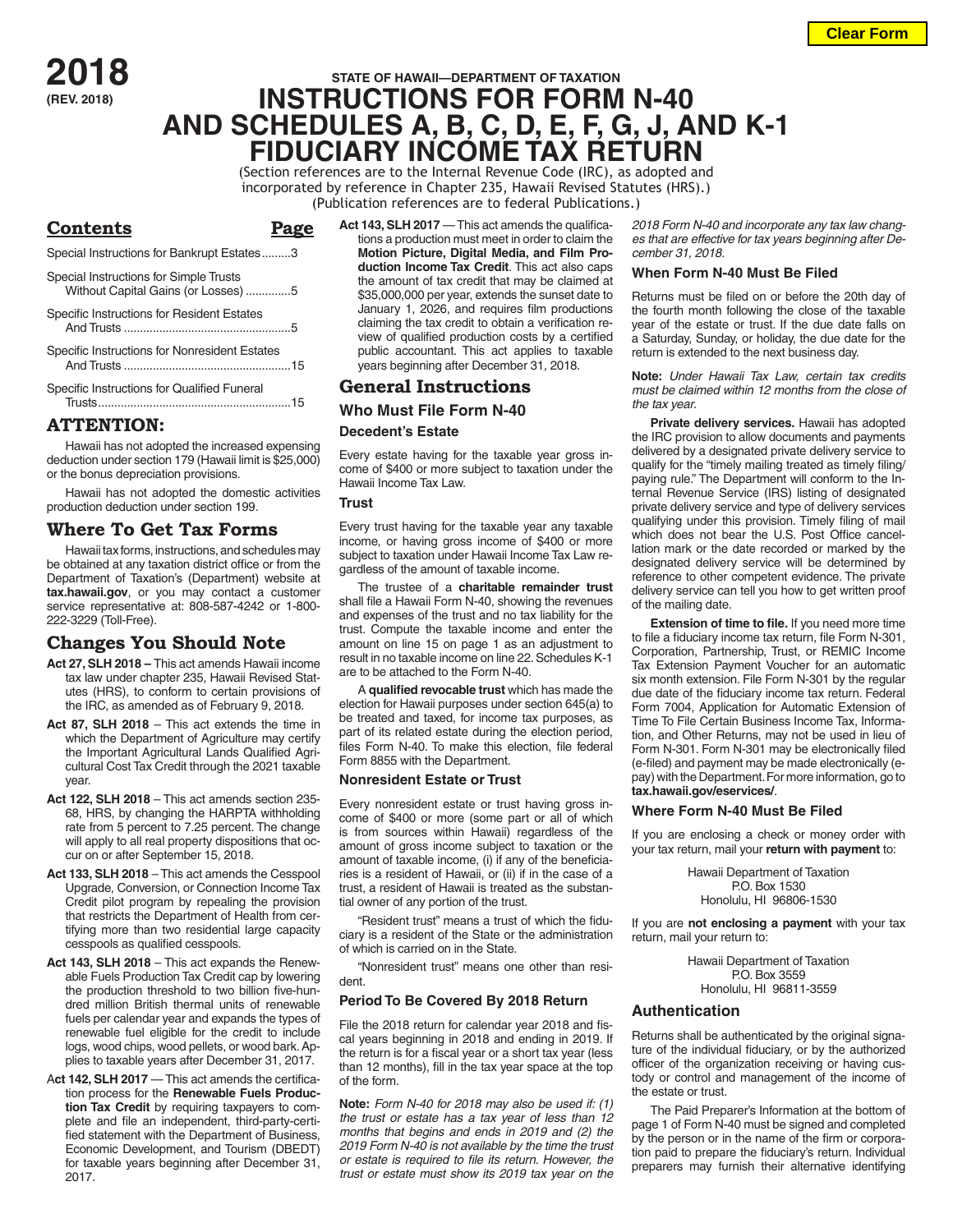**2018**
**(REV. 2018)**

STATE OF HAWAII—DEPARTMENT OF TAXATION

# INSTRUCTIONS FOR FORM N-40 AND SCHEDULES A, B, C, D, E, F, G, J, AND K-1 FIDUCIARY INCOME TAX RETURN

(Section references are to the Internal Revenue Code (IRC), as adopted and incorporated by reference in Chapter 235, Hawaii Revised Statutes (HRS).)
(Publication references are to federal Publications.)

## Contents

| Contents | Page |
|---|---|
| Special Instructions for Bankrupt Estates | 3 |
| Special Instructions for Simple Trusts Without Capital Gains (or Losses) | 5 |
| Specific Instructions for Resident Estates And Trusts | 5 |
| Specific Instructions for Nonresident Estates And Trusts | 15 |
| Specific Instructions for Qualified Funeral Trusts | 15 |

## ATTENTION:

Hawaii has not adopted the increased expensing deduction under section 179 (Hawaii limit is $25,000) or the bonus depreciation provisions.

Hawaii has not adopted the domestic activities production deduction under section 199.

## Where To Get Tax Forms

Hawaii tax forms, instructions, and schedules may be obtained at any taxation district office or from the Department of Taxation's (Department) website at **tax.hawaii.gov**, or you may contact a customer service representative at: 808-587-4242 or 1-800-222-3229 (Toll-Free).

## Changes You Should Note

**Act 27, SLH 2018 –** This act amends Hawaii income tax law under chapter 235, Hawaii Revised Statutes (HRS), to conform to certain provisions of the IRC, as amended as of February 9, 2018.

**Act 87, SLH 2018** – This act extends the time in which the Department of Agriculture may certify the Important Agricultural Lands Qualified Agricultural Cost Tax Credit through the 2021 taxable year.

**Act 122, SLH 2018** – This act amends section 235-68, HRS, by changing the HARPTA withholding rate from 5 percent to 7.25 percent. The change will apply to all real property dispositions that occur on or after September 15, 2018.

**Act 133, SLH 2018** – This act amends the Cesspool Upgrade, Conversion, or Connection Income Tax Credit pilot program by repealing the provision that restricts the Department of Health from certifying more than two residential large capacity cesspools as qualified cesspools.

**Act 143, SLH 2018** – This act expands the Renewable Fuels Production Tax Credit cap by lowering the production threshold to two billion five-hundred million British thermal units of renewable fuels per calendar year and expands the types of renewable fuel eligible for the credit to include logs, wood chips, wood pellets, or wood bark. Applies to taxable years after December 31, 2017.

**Act 142, SLH 2017** — This act amends the certification process for the **Renewable Fuels Production Tax Credit** by requiring taxpayers to complete and file an independent, third-party-certified statement with the Department of Business, Economic Development, and Tourism (DBEDT) for taxable years beginning after December 31, 2017.

**Act 143, SLH 2017** — This act amends the qualifications a production must meet in order to claim the **Motion Picture, Digital Media, and Film Production Income Tax Credit**. This act also caps the amount of tax credit that may be claimed at $35,000,000 per year, extends the sunset date to January 1, 2026, and requires film productions claiming the tax credit to obtain a verification review of qualified production costs by a certified public accountant. This act applies to taxable years beginning after December 31, 2018.

## General Instructions

### Who Must File Form N-40

#### Decedent's Estate

Every estate having for the taxable year gross income of $400 or more subject to taxation under the Hawaii Income Tax Law.

#### Trust

Every trust having for the taxable year any taxable income, or having gross income of $400 or more subject to taxation under Hawaii Income Tax Law regardless of the amount of taxable income.

The trustee of a **charitable remainder trust** shall file a Hawaii Form N-40, showing the revenues and expenses of the trust and no tax liability for the trust. Compute the taxable income and enter the amount on line 15 on page 1 as an adjustment to result in no taxable income on line 22. Schedules K-1 are to be attached to the Form N-40.

A **qualified revocable trust** which has made the election for Hawaii purposes under section 645(a) to be treated and taxed, for income tax purposes, as part of its related estate during the election period, files Form N-40. To make this election, file federal Form 8855 with the Department.

#### Nonresident Estate or Trust

Every nonresident estate or trust having gross income of $400 or more (some part or all of which is from sources within Hawaii) regardless of the amount of gross income subject to taxation or the amount of taxable income, (i) if any of the beneficiaries is a resident of Hawaii, or (ii) if in the case of a trust, a resident of Hawaii is treated as the substantial owner of any portion of the trust.

"Resident trust" means a trust of which the fiduciary is a resident of the State or the administration of which is carried on in the State.

"Nonresident trust" means one other than resident.

### Period To Be Covered By 2018 Return

File the 2018 return for calendar year 2018 and fiscal years beginning in 2018 and ending in 2019. If the return is for a fiscal year or a short tax year (less than 12 months), fill in the tax year space at the top of the form.

**Note:** *Form N-40 for 2018 may also be used if: (1) the trust or estate has a tax year of less than 12 months that begins and ends in 2019 and (2) the 2019 Form N-40 is not available by the time the trust or estate is required to file its return. However, the trust or estate must show its 2019 tax year on the 2018 Form N-40 and incorporate any tax law changes that are effective for tax years beginning after December 31, 2018.*

### When Form N-40 Must Be Filed

Returns must be filed on or before the 20th day of the fourth month following the close of the taxable year of the estate or trust. If the due date falls on a Saturday, Sunday, or holiday, the due date for the return is extended to the next business day.

**Note:** *Under Hawaii Tax Law, certain tax credits must be claimed within 12 months from the close of the tax year.*

**Private delivery services.** Hawaii has adopted the IRC provision to allow documents and payments delivered by a designated private delivery service to qualify for the "timely mailing treated as timely filing/paying rule." The Department will conform to the Internal Revenue Service (IRS) listing of designated private delivery service and type of delivery services qualifying under this provision. Timely filing of mail which does not bear the U.S. Post Office cancellation mark or the date recorded or marked by the designated delivery service will be determined by reference to other competent evidence. The private delivery service can tell you how to get written proof of the mailing date.

**Extension of time to file.** If you need more time to file a fiduciary income tax return, file Form N-301, Corporation, Partnership, Trust, or REMIC Income Tax Extension Payment Voucher for an automatic six month extension. File Form N-301 by the regular due date of the fiduciary income tax return. Federal Form 7004, Application for Automatic Extension of Time To File Certain Business Income Tax, Information, and Other Returns, may not be used in lieu of Form N-301. Form N-301 may be electronically filed (e-filed) and payment may be made electronically (e-pay) with the Department. For more information, go to **tax.hawaii.gov/eservices/**.

### Where Form N-40 Must Be Filed

If you are enclosing a check or money order with your tax return, mail your **return with payment** to:

Hawaii Department of Taxation
P.O. Box 1530
Honolulu, HI 96806-1530

If you are **not enclosing a payment** with your tax return, mail your return to:

Hawaii Department of Taxation
P.O. Box 3559
Honolulu, HI 96811-3559

### Authentication

Returns shall be authenticated by the original signature of the individual fiduciary, or by the authorized officer of the organization receiving or having custody or control and management of the income of the estate or trust.

The Paid Preparer's Information at the bottom of page 1 of Form N-40 must be signed and completed by the person or in the name of the firm or corporation paid to prepare the fiduciary's return. Individual preparers may furnish their alternative identifying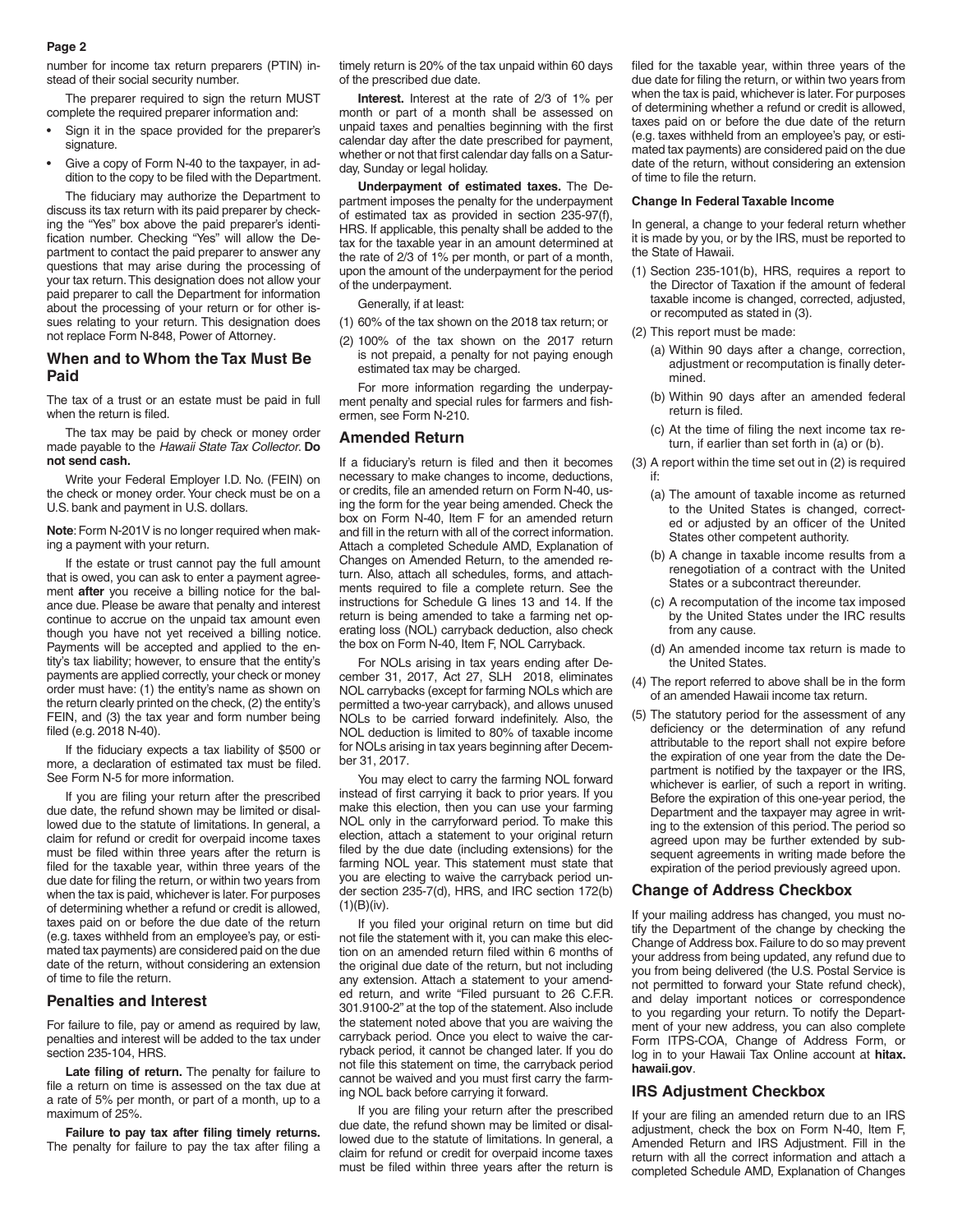number for income tax return preparers (PTIN) instead of their social security number.

The preparer required to sign the return MUST complete the required preparer information and:

- Sign it in the space provided for the preparer's signature.
- Give a copy of Form N-40 to the taxpayer, in addition to the copy to be filed with the Department.

The fiduciary may authorize the Department to discuss its tax return with its paid preparer by checking the "Yes" box above the paid preparer's identification number. Checking "Yes" will allow the Department to contact the paid preparer to answer any questions that may arise during the processing of your tax return. This designation does not allow your paid preparer to call the Department for information about the processing of your return or for other issues relating to your return. This designation does not replace Form N-848, Power of Attorney.

## When and to Whom the Tax Must Be Paid

The tax of a trust or an estate must be paid in full when the return is filed.

The tax may be paid by check or money order made payable to the *Hawaii State Tax Collector*. **Do not send cash.**

Write your Federal Employer I.D. No. (FEIN) on the check or money order. Your check must be on a U.S. bank and payment in U.S. dollars.

**Note**: Form N-201V is no longer required when making a payment with your return.

If the estate or trust cannot pay the full amount that is owed, you can ask to enter a payment agreement **after** you receive a billing notice for the balance due. Please be aware that penalty and interest continue to accrue on the unpaid tax amount even though you have not yet received a billing notice. Payments will be accepted and applied to the entity's tax liability; however, to ensure that the entity's payments are applied correctly, your check or money order must have: (1) the entity's name as shown on the return clearly printed on the check, (2) the entity's FEIN, and (3) the tax year and form number being filed (e.g. 2018 N-40).

If the fiduciary expects a tax liability of $500 or more, a declaration of estimated tax must be filed. See Form N-5 for more information.

If you are filing your return after the prescribed due date, the refund shown may be limited or disallowed due to the statute of limitations. In general, a claim for refund or credit for overpaid income taxes must be filed within three years after the return is filed for the taxable year, within three years of the due date for filing the return, or within two years from when the tax is paid, whichever is later. For purposes of determining whether a refund or credit is allowed, taxes paid on or before the due date of the return (e.g. taxes withheld from an employee's pay, or estimated tax payments) are considered paid on the due date of the return, without considering an extension of time to file the return.

## Penalties and Interest

For failure to file, pay or amend as required by law, penalties and interest will be added to the tax under section 235-104, HRS.

**Late filing of return.** The penalty for failure to file a return on time is assessed on the tax due at a rate of 5% per month, or part of a month, up to a maximum of 25%.

**Failure to pay tax after filing timely returns.** The penalty for failure to pay the tax after filing a timely return is 20% of the tax unpaid within 60 days of the prescribed due date.

**Interest.** Interest at the rate of 2/3 of 1% per month or part of a month shall be assessed on unpaid taxes and penalties beginning with the first calendar day after the date prescribed for payment, whether or not that first calendar day falls on a Saturday, Sunday or legal holiday.

**Underpayment of estimated taxes.** The Department imposes the penalty for the underpayment of estimated tax as provided in section 235-97(f), HRS. If applicable, this penalty shall be added to the tax for the taxable year in an amount determined at the rate of 2/3 of 1% per month, or part of a month, upon the amount of the underpayment for the period of the underpayment.

Generally, if at least:

(1) 60% of the tax shown on the 2018 tax return; or

(2) 100% of the tax shown on the 2017 return is not prepaid, a penalty for not paying enough estimated tax may be charged.

For more information regarding the underpayment penalty and special rules for farmers and fishermen, see Form N-210.

## Amended Return

If a fiduciary's return is filed and then it becomes necessary to make changes to income, deductions, or credits, file an amended return on Form N-40, using the form for the year being amended. Check the box on Form N-40, Item F for an amended return and fill in the return with all of the correct information. Attach a completed Schedule AMD, Explanation of Changes on Amended Return, to the amended return. Also, attach all schedules, forms, and attachments required to file a complete return. See the instructions for Schedule G lines 13 and 14. If the return is being amended to take a farming net operating loss (NOL) carryback deduction, also check the box on Form N-40, Item F, NOL Carryback.

For NOLs arising in tax years ending after December 31, 2017, Act 27, SLH 2018, eliminates NOL carrybacks (except for farming NOLs which are permitted a two-year carryback), and allows unused NOLs to be carried forward indefinitely. Also, the NOL deduction is limited to 80% of taxable income for NOLs arising in tax years beginning after December 31, 2017.

You may elect to carry the farming NOL forward instead of first carrying it back to prior years. If you make this election, then you can use your farming NOL only in the carryforward period. To make this election, attach a statement to your original return filed by the due date (including extensions) for the farming NOL year. This statement must state that you are electing to waive the carryback period under section 235-7(d), HRS, and IRC section 172(b)(1)(B)(iv).

If you filed your original return on time but did not file the statement with it, you can make this election on an amended return filed within 6 months of the original due date of the return, but not including any extension. Attach a statement to your amended return, and write "Filed pursuant to 26 C.F.R. 301.9100-2" at the top of the statement. Also include the statement noted above that you are waiving the carryback period. Once you elect to waive the carryback period, it cannot be changed later. If you do not file this statement on time, the carryback period cannot be waived and you must first carry the farming NOL back before carrying it forward.

If you are filing your return after the prescribed due date, the refund shown may be limited or disallowed due to the statute of limitations. In general, a claim for refund or credit for overpaid income taxes must be filed within three years after the return is filed for the taxable year, within three years of the due date for filing the return, or within two years from when the tax is paid, whichever is later. For purposes of determining whether a refund or credit is allowed, taxes paid on or before the due date of the return (e.g. taxes withheld from an employee's pay, or estimated tax payments) are considered paid on the due date of the return, without considering an extension of time to file the return.

#### Change In Federal Taxable Income

In general, a change to your federal return whether it is made by you, or by the IRS, must be reported to the State of Hawaii.

(1) Section 235-101(b), HRS, requires a report to the Director of Taxation if the amount of federal taxable income is changed, corrected, adjusted, or recomputed as stated in (3).

(2) This report must be made:

   (a) Within 90 days after a change, correction, adjustment or recomputation is finally determined.

   (b) Within 90 days after an amended federal return is filed.

   (c) At the time of filing the next income tax return, if earlier than set forth in (a) or (b).

(3) A report within the time set out in (2) is required if:

   (a) The amount of taxable income as returned to the United States is changed, corrected or adjusted by an officer of the United States other competent authority.

   (b) A change in taxable income results from a renegotiation of a contract with the United States or a subcontract thereunder.

   (c) A recomputation of the income tax imposed by the United States under the IRC results from any cause.

   (d) An amended income tax return is made to the United States.

(4) The report referred to above shall be in the form of an amended Hawaii income tax return.

(5) The statutory period for the assessment of any deficiency or the determination of any refund attributable to the report shall not expire before the expiration of one year from the date the Department is notified by the taxpayer or the IRS, whichever is earlier, of such a report in writing. Before the expiration of this one-year period, the Department and the taxpayer may agree in writing to the extension of this period. The period so agreed upon may be further extended by subsequent agreements in writing made before the expiration of the period previously agreed upon.

## Change of Address Checkbox

If your mailing address has changed, you must notify the Department of the change by checking the Change of Address box. Failure to do so may prevent your address from being updated, any refund due to you from being delivered (the U.S. Postal Service is not permitted to forward your State refund check), and delay important notices or correspondence to you regarding your return. To notify the Department of your new address, you can also complete Form ITPS-COA, Change of Address Form, or log in to your Hawaii Tax Online account at **hitax.hawaii.gov**.

## IRS Adjustment Checkbox

If your are filing an amended return due to an IRS adjustment, check the box on Form N-40, Item F, Amended Return and IRS Adjustment. Fill in the return with all the correct information and attach a completed Schedule AMD, Explanation of Changes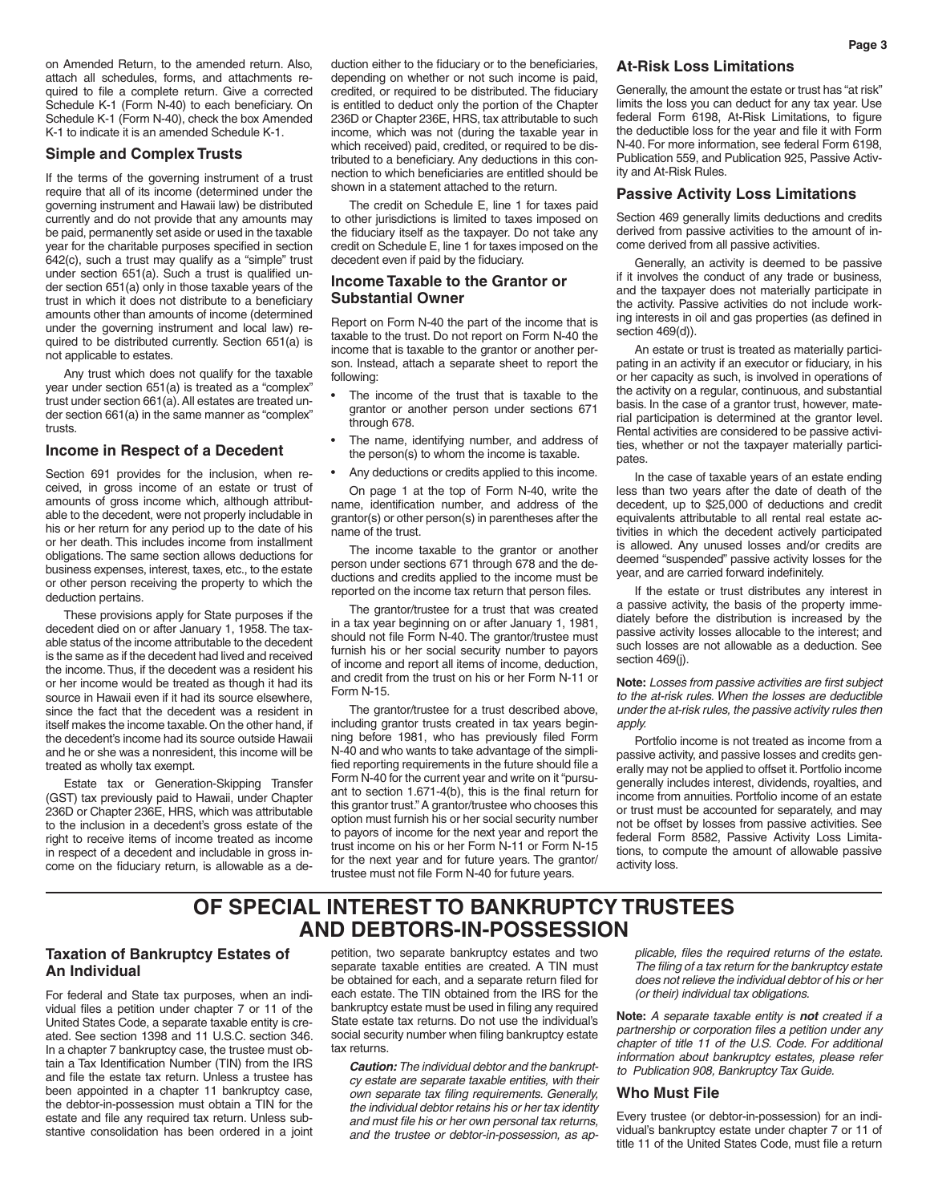on Amended Return, to the amended return. Also, attach all schedules, forms, and attachments required to file a complete return. Give a corrected Schedule K-1 (Form N-40) to each beneficiary. On Schedule K-1 (Form N-40), check the box Amended K-1 to indicate it is an amended Schedule K-1.

### Simple and Complex Trusts

If the terms of the governing instrument of a trust require that all of its income (determined under the governing instrument and Hawaii law) be distributed currently and do not provide that any amounts may be paid, permanently set aside or used in the taxable year for the charitable purposes specified in section 642(c), such a trust may qualify as a "simple" trust under section 651(a). Such a trust is qualified under section 651(a) only in those taxable years of the trust in which it does not distribute to a beneficiary amounts other than amounts of income (determined under the governing instrument and local law) required to be distributed currently. Section 651(a) is not applicable to estates.

Any trust which does not qualify for the taxable year under section 651(a) is treated as a "complex" trust under section 661(a). All estates are treated under section 661(a) in the same manner as "complex" trusts.

### Income in Respect of a Decedent

Section 691 provides for the inclusion, when received, in gross income of an estate or trust of amounts of gross income which, although attributable to the decedent, were not properly includable in his or her return for any period up to the date of his or her death. This includes income from installment obligations. The same section allows deductions for business expenses, interest, taxes, etc., to the estate or other person receiving the property to which the deduction pertains.

These provisions apply for State purposes if the decedent died on or after January 1, 1958. The taxable status of the income attributable to the decedent is the same as if the decedent had lived and received the income. Thus, if the decedent was a resident his or her income would be treated as though it had its source in Hawaii even if it had its source elsewhere, since the fact that the decedent was a resident in itself makes the income taxable. On the other hand, if the decedent's income had its source outside Hawaii and he or she was a nonresident, this income will be treated as wholly tax exempt.

Estate tax or Generation-Skipping Transfer (GST) tax previously paid to Hawaii, under Chapter 236D or Chapter 236E, HRS, which was attributable to the inclusion in a decedent's gross estate of the right to receive items of income treated as income in respect of a decedent and includable in gross income on the fiduciary return, is allowable as a deduction either to the fiduciary or to the beneficiaries, depending on whether or not such income is paid, credited, or required to be distributed. The fiduciary is entitled to deduct only the portion of the Chapter 236D or Chapter 236E, HRS, tax attributable to such income, which was not (during the taxable year in which received) paid, credited, or required to be distributed to a beneficiary. Any deductions in this connection to which beneficiaries are entitled should be shown in a statement attached to the return.

The credit on Schedule E, line 1 for taxes paid to other jurisdictions is limited to taxes imposed on the fiduciary itself as the taxpayer. Do not take any credit on Schedule E, line 1 for taxes imposed on the decedent even if paid by the fiduciary.

### Income Taxable to the Grantor or Substantial Owner

Report on Form N-40 the part of the income that is taxable to the trust. Do not report on Form N-40 the income that is taxable to the grantor or another person. Instead, attach a separate sheet to report the following:

- The income of the trust that is taxable to the grantor or another person under sections 671 through 678.
- The name, identifying number, and address of the person(s) to whom the income is taxable.
- Any deductions or credits applied to this income.

On page 1 at the top of Form N-40, write the name, identification number, and address of the grantor(s) or other person(s) in parentheses after the name of the trust.

The income taxable to the grantor or another person under sections 671 through 678 and the deductions and credits applied to the income must be reported on the income tax return that person files.

The grantor/trustee for a trust that was created in a tax year beginning on or after January 1, 1981, should not file Form N-40. The grantor/trustee must furnish his or her social security number to payors of income and report all items of income, deduction, and credit from the trust on his or her Form N-11 or Form N-15.

The grantor/trustee for a trust described above, including grantor trusts created in tax years beginning before 1981, who has previously filed Form N-40 and who wants to take advantage of the simplified reporting requirements in the future should file a Form N-40 for the current year and write on it "pursuant to section 1.671-4(b), this is the final return for this grantor trust." A grantor/trustee who chooses this option must furnish his or her social security number to payors of income for the next year and report the trust income on his or her Form N-11 or Form N-15 for the next year and for future years. The grantor/trustee must not file Form N-40 for future years.

### At-Risk Loss Limitations

Generally, the amount the estate or trust has "at risk" limits the loss you can deduct for any tax year. Use federal Form 6198, At-Risk Limitations, to figure the deductible loss for the year and file it with Form N-40. For more information, see federal Form 6198, Publication 559, and Publication 925, Passive Activity and At-Risk Rules.

### Passive Activity Loss Limitations

Section 469 generally limits deductions and credits derived from passive activities to the amount of income derived from all passive activities.

Generally, an activity is deemed to be passive if it involves the conduct of any trade or business, and the taxpayer does not materially participate in the activity. Passive activities do not include working interests in oil and gas properties (as defined in section 469(d)).

An estate or trust is treated as materially participating in an activity if an executor or fiduciary, in his or her capacity as such, is involved in operations of the activity on a regular, continuous, and substantial basis. In the case of a grantor trust, however, material participation is determined at the grantor level. Rental activities are considered to be passive activities, whether or not the taxpayer materially participates.

In the case of taxable years of an estate ending less than two years after the date of death of the decedent, up to $25,000 of deductions and credit equivalents attributable to all rental real estate activities in which the decedent actively participated is allowed. Any unused losses and/or credits are deemed "suspended" passive activity losses for the year, and are carried forward indefinitely.

If the estate or trust distributes any interest in a passive activity, the basis of the property immediately before the distribution is increased by the passive activity losses allocable to the interest; and such losses are not allowable as a deduction. See section 469(j).

**Note:** *Losses from passive activities are first subject to the at-risk rules. When the losses are deductible under the at-risk rules, the passive activity rules then apply.*

Portfolio income is not treated as income from a passive activity, and passive losses and credits generally may not be applied to offset it. Portfolio income generally includes interest, dividends, royalties, and income from annuities. Portfolio income of an estate or trust must be accounted for separately, and may not be offset by losses from passive activities. See federal Form 8582, Passive Activity Loss Limitations, to compute the amount of allowable passive activity loss.

## OF SPECIAL INTEREST TO BANKRUPTCY TRUSTEES AND DEBTORS-IN-POSSESSION

### Taxation of Bankruptcy Estates of An Individual

For federal and State tax purposes, when an individual files a petition under chapter 7 or 11 of the United States Code, a separate taxable entity is created. See section 1398 and 11 U.S.C. section 346. In a chapter 7 bankruptcy case, the trustee must obtain a Tax Identification Number (TIN) from the IRS and file the estate tax return. Unless a trustee has been appointed in a chapter 11 bankruptcy case, the debtor-in-possession must obtain a TIN for the estate and file any required tax return. Unless substantive consolidation has been ordered in a joint petition, two separate bankruptcy estates and two separate taxable entities are created. A TIN must be obtained for each, and a separate return filed for each estate. The TIN obtained from the IRS for the bankruptcy estate must be used in filing any required State estate tax returns. Do not use the individual's social security number when filing bankruptcy estate tax returns.

***Caution:*** *The individual debtor and the bankruptcy estate are separate taxable entities, with their own separate tax filing requirements. Generally, the individual debtor retains his or her tax identity and must file his or her own personal tax returns, and the trustee or debtor-in-possession, as applicable, files the required returns of the estate. The filing of a tax return for the bankruptcy estate does not relieve the individual debtor of his or her (or their) individual tax obligations.*

**Note:** *A separate taxable entity is **not** created if a partnership or corporation files a petition under any chapter of title 11 of the U.S. Code. For additional information about bankruptcy estates, please refer to Publication 908, Bankruptcy Tax Guide.*

### Who Must File

Every trustee (or debtor-in-possession) for an individual's bankruptcy estate under chapter 7 or 11 of title 11 of the United States Code, must file a return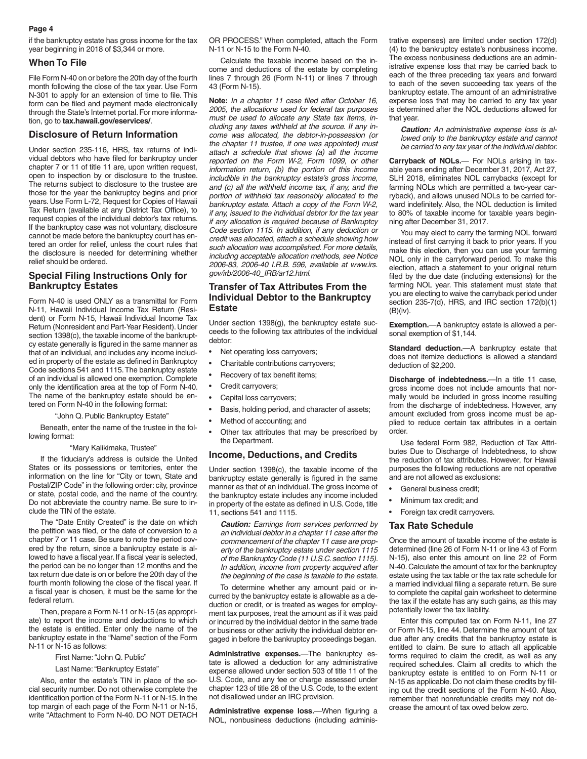if the bankruptcy estate has gross income for the tax year beginning in 2018 of $3,344 or more.

## When To File

File Form N-40 on or before the 20th day of the fourth month following the close of the tax year. Use Form N-301 to apply for an extension of time to file. This form can be filed and payment made electronically through the State's Internet portal. For more information, go to **tax.hawaii.gov/eservices/**.

## Disclosure of Return Information

Under section 235-116, HRS, tax returns of individual debtors who have filed for bankruptcy under chapter 7 or 11 of title 11 are, upon written request, open to inspection by or disclosure to the trustee. The returns subject to disclosure to the trustee are those for the year the bankruptcy begins and prior years. Use Form L-72, Request for Copies of Hawaii Tax Return (available at any District Tax Office), to request copies of the individual debtor's tax returns. If the bankruptcy case was not voluntary, disclosure cannot be made before the bankruptcy court has entered an order for relief, unless the court rules that the disclosure is needed for determining whether relief should be ordered.

## Special Filing Instructions Only for Bankruptcy Estates

Form N-40 is used ONLY as a transmittal for Form N-11, Hawaii Individual Income Tax Return (Resident) or Form N-15, Hawaii Individual Income Tax Return (Nonresident and Part-Year Resident). Under section 1398(c), the taxable income of the bankruptcy estate generally is figured in the same manner as that of an individual, and includes any income included in property of the estate as defined in Bankruptcy Code sections 541 and 1115. The bankruptcy estate of an individual is allowed one exemption. Complete only the identification area at the top of Form N-40. The name of the bankruptcy estate should be entered on Form N-40 in the following format:

"John Q. Public Bankruptcy Estate"

Beneath, enter the name of the trustee in the following format:

"Mary Kalikimaka, Trustee"

If the fiduciary's address is outside the United States or its possessions or territories, enter the information on the line for "City or town, State and Postal/ZIP Code" in the following order: city, province or state, postal code, and the name of the country. Do not abbreviate the country name. Be sure to include the TIN of the estate.

The "Date Entity Created" is the date on which the petition was filed, or the date of conversion to a chapter 7 or 11 case. Be sure to note the period covered by the return, since a bankruptcy estate is allowed to have a fiscal year. If a fiscal year is selected, the period can be no longer than 12 months and the tax return due date is on or before the 20th day of the fourth month following the close of the fiscal year. If a fiscal year is chosen, it must be the same for the federal return.

Then, prepare a Form N-11 or N-15 (as appropriate) to report the income and deductions to which the estate is entitled. Enter only the name of the bankruptcy estate in the "Name" section of the Form N-11 or N-15 as follows:

First Name: "John Q. Public"

Last Name: "Bankruptcy Estate"

Also, enter the estate's TIN in place of the social security number. Do not otherwise complete the identification portion of the Form N-11 or N-15. In the top margin of each page of the Form N-11 or N-15, write "Attachment to Form N-40. DO NOT DETACH OR PROCESS." When completed, attach the Form N-11 or N-15 to the Form N-40.

Calculate the taxable income based on the income and deductions of the estate by completing lines 7 through 26 (Form N-11) or lines 7 through 43 (Form N-15).

**Note:** *In a chapter 11 case filed after October 16, 2005, the allocations used for federal tax purposes must be used to allocate any State tax items, including any taxes withheld at the source. If any income was allocated, the debtor-in-possession (or the chapter 11 trustee, if one was appointed) must attach a schedule that shows (a) all the income reported on the Form W-2, Form 1099, or other information return, (b) the portion of this income includible in the bankruptcy estate's gross income, and (c) all the withheld income tax, if any, and the portion of withheld tax reasonably allocated to the bankruptcy estate. Attach a copy of the Form W-2, if any, issued to the individual debtor for the tax year if any allocation is required because of Bankruptcy Code section 1115. In addition, if any deduction or credit was allocated, attach a schedule showing how such allocation was accomplished. For more details, including acceptable allocation methods, see Notice 2006-83, 2006-40 I.R.B. 596, available at www.irs.gov/irb/2006-40_IRB/ar12.html.*

## Transfer of Tax Attributes From the Individual Debtor to the Bankruptcy Estate

Under section 1398(g), the bankruptcy estate succeeds to the following tax attributes of the individual debtor:

- Net operating loss carryovers;
- Charitable contributions carryovers;
- Recovery of tax benefit items;
- Credit carryovers;
- Capital loss carryovers;
- Basis, holding period, and character of assets;
- Method of accounting; and
- Other tax attributes that may be prescribed by the Department.

## Income, Deductions, and Credits

Under section 1398(c), the taxable income of the bankruptcy estate generally is figured in the same manner as that of an individual. The gross income of the bankruptcy estate includes any income included in property of the estate as defined in U.S. Code, title 11, sections 541 and 1115.

***Caution:*** *Earnings from services performed by an individual debtor in a chapter 11 case after the commencement of the chapter 11 case are property of the bankruptcy estate under section 1115 of the Bankruptcy Code (11 U.S.C. section 1115). In addition, income from property acquired after the beginning of the case is taxable to the estate.*

To determine whether any amount paid or incurred by the bankruptcy estate is allowable as a deduction or credit, or is treated as wages for employment tax purposes, treat the amount as if it was paid or incurred by the individual debtor in the same trade or business or other activity the individual debtor engaged in before the bankruptcy proceedings began.

**Administrative expenses.**—The bankruptcy estate is allowed a deduction for any administrative expense allowed under section 503 of title 11 of the U.S. Code, and any fee or charge assessed under chapter 123 of title 28 of the U.S. Code, to the extent not disallowed under an IRC provision.

**Administrative expense loss.**—When figuring a NOL, nonbusiness deductions (including administrative expenses) are limited under section 172(d)(4) to the bankruptcy estate's nonbusiness income. The excess nonbusiness deductions are an administrative expense loss that may be carried back to each of the three preceding tax years and forward to each of the seven succeeding tax years of the bankruptcy estate. The amount of an administrative expense loss that may be carried to any tax year is determined after the NOL deductions allowed for that year.

***Caution:*** *An administrative expense loss is allowed only to the bankruptcy estate and cannot be carried to any tax year of the individual debtor.*

**Carryback of NOLs.**— For NOLs arising in taxable years ending after December 31, 2017, Act 27, SLH 2018, eliminates NOL carrybacks (except for farming NOLs which are permitted a two-year carryback), and allows unused NOLs to be carried forward indefinitely. Also, the NOL deduction is limited to 80% of taxable income for taxable years beginning after December 31, 2017.

You may elect to carry the farming NOL forward instead of first carrying it back to prior years. If you make this election, then you can use your farming NOL only in the carryforward period. To make this election, attach a statement to your original return filed by the due date (including extensions) for the farming NOL year. This statement must state that you are electing to waive the carryback period under section 235-7(d), HRS, and IRC section 172(b)(1)(B)(iv).

**Exemption.**—A bankruptcy estate is allowed a personal exemption of $1,144.

**Standard deduction.**—A bankruptcy estate that does not itemize deductions is allowed a standard deduction of $2,200.

**Discharge of indebtedness.**—In a title 11 case, gross income does not include amounts that normally would be included in gross income resulting from the discharge of indebtedness. However, any amount excluded from gross income must be applied to reduce certain tax attributes in a certain order.

Use federal Form 982, Reduction of Tax Attributes Due to Discharge of Indebtedness, to show the reduction of tax attributes. However, for Hawaii purposes the following reductions are not operative and are not allowed as exclusions:

- General business credit;
- Minimum tax credit; and
- Foreign tax credit carryovers.

## Tax Rate Schedule

Once the amount of taxable income of the estate is determined (line 26 of Form N-11 or line 43 of Form N-15), also enter this amount on line 22 of Form N-40. Calculate the amount of tax for the bankruptcy estate using the tax table or the tax rate schedule for a married individual filing a separate return. Be sure to complete the capital gain worksheet to determine the tax if the estate has any such gains, as this may potentially lower the tax liability.

Enter this computed tax on Form N-11, line 27 or Form N-15, line 44. Determine the amount of tax due after any credits that the bankruptcy estate is entitled to claim. Be sure to attach all applicable forms required to claim the credit, as well as any required schedules. Claim all credits to which the bankruptcy estate is entitled to on Form N-11 or N-15 as applicable. Do not claim these credits by filling out the credit sections of the Form N-40. Also, remember that nonrefundable credits may not decrease the amount of tax owed below zero.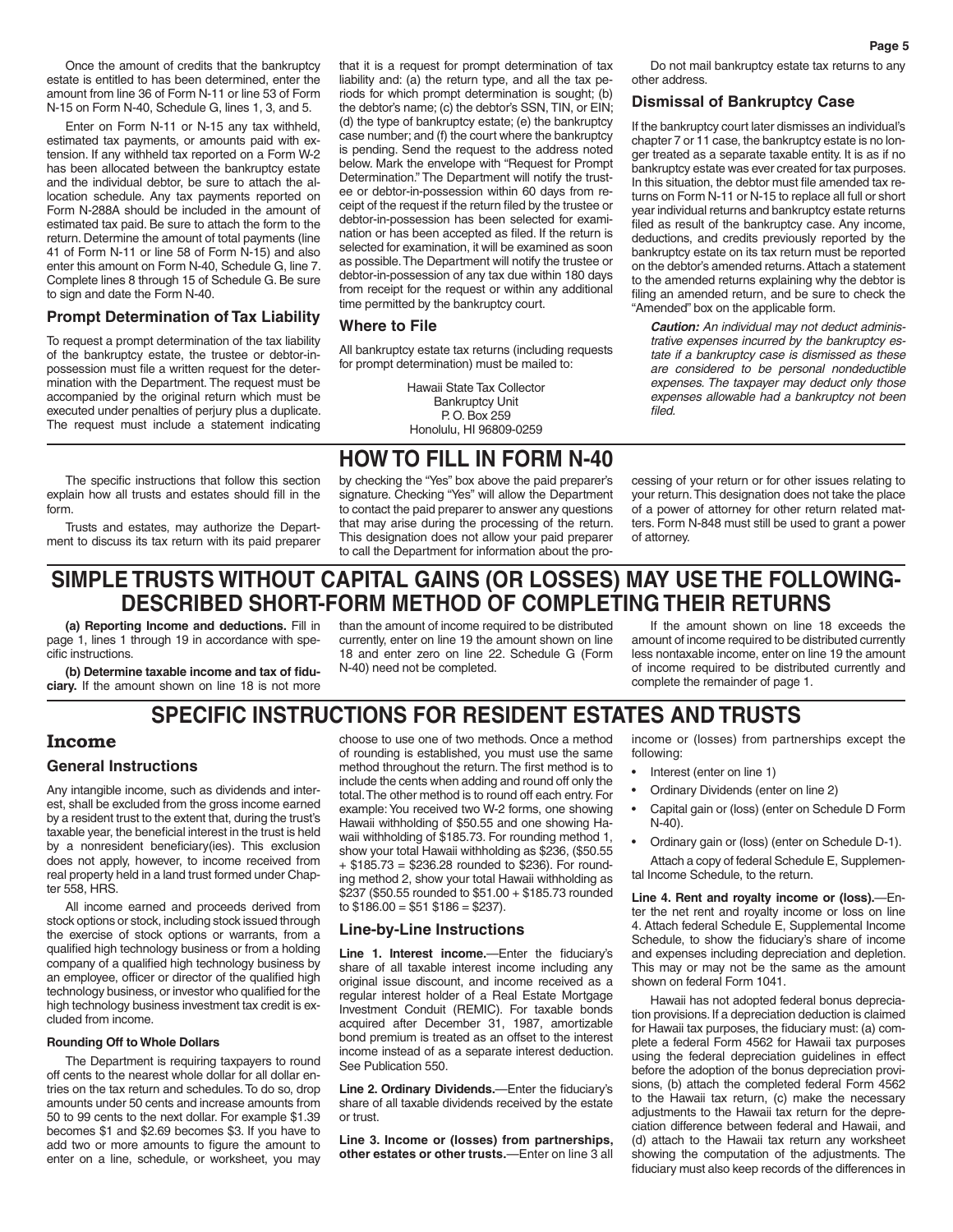Once the amount of credits that the bankruptcy estate is entitled to has been determined, enter the amount from line 36 of Form N-11 or line 53 of Form N-15 on Form N-40, Schedule G, lines 1, 3, and 5.

Enter on Form N-11 or N-15 any tax withheld, estimated tax payments, or amounts paid with extension. If any withheld tax reported on a Form W-2 has been allocated between the bankruptcy estate and the individual debtor, be sure to attach the allocation schedule. Any tax payments reported on Form N-288A should be included in the amount of estimated tax paid. Be sure to attach the form to the return. Determine the amount of total payments (line 41 of Form N-11 or line 58 of Form N-15) and also enter this amount on Form N-40, Schedule G, line 7. Complete lines 8 through 15 of Schedule G. Be sure to sign and date the Form N-40.

### Prompt Determination of Tax Liability

To request a prompt determination of the tax liability of the bankruptcy estate, the trustee or debtor-in-possession must file a written request for the determination with the Department. The request must be accompanied by the original return which must be executed under penalties of perjury plus a duplicate. The request must include a statement indicating that it is a request for prompt determination of tax liability and: (a) the return type, and all the tax periods for which prompt determination is sought; (b) the debtor's name; (c) the debtor's SSN, TIN, or EIN; (d) the type of bankruptcy estate; (e) the bankruptcy case number; and (f) the court where the bankruptcy is pending. Send the request to the address noted below. Mark the envelope with "Request for Prompt Determination." The Department will notify the trustee or debtor-in-possession within 60 days from receipt of the request if the return filed by the trustee or debtor-in-possession has been selected for examination or has been accepted as filed. If the return is selected for examination, it will be examined as soon as possible. The Department will notify the trustee or debtor-in-possession of any tax due within 180 days from receipt for the request or within any additional time permitted by the bankruptcy court.

### Where to File

All bankruptcy estate tax returns (including requests for prompt determination) must be mailed to:

Hawaii State Tax Collector
Bankruptcy Unit
P. O. Box 259
Honolulu, HI 96809-0259

Do not mail bankruptcy estate tax returns to any other address.

### Dismissal of Bankruptcy Case

If the bankruptcy court later dismisses an individual's chapter 7 or 11 case, the bankruptcy estate is no longer treated as a separate taxable entity. It is as if no bankruptcy estate was ever created for tax purposes. In this situation, the debtor must file amended tax returns on Form N-11 or N-15 to replace all full or short year individual returns and bankruptcy estate returns filed as result of the bankruptcy case. Any income, deductions, and credits previously reported by the bankruptcy estate on its tax return must be reported on the debtor's amended returns. Attach a statement to the amended returns explaining why the debtor is filing an amended return, and be sure to check the "Amended" box on the applicable form.

***Caution:*** *An individual may not deduct administrative expenses incurred by the bankruptcy estate if a bankruptcy case is dismissed as these are considered to be personal nondeductible expenses. The taxpayer may deduct only those expenses allowable had a bankruptcy not been filed.*

# HOW TO FILL IN FORM N-40

The specific instructions that follow this section explain how all trusts and estates should fill in the form.

Trusts and estates, may authorize the Department to discuss its tax return with its paid preparer by checking the "Yes" box above the paid preparer's signature. Checking "Yes" will allow the Department to contact the paid preparer to answer any questions that may arise during the processing of the return. This designation does not allow your paid preparer to call the Department for information about the processing of your return or for other issues relating to your return. This designation does not take the place of a power of attorney for other return related matters. Form N-848 must still be used to grant a power of attorney.

# SIMPLE TRUSTS WITHOUT CAPITAL GAINS (OR LOSSES) MAY USE THE FOLLOWING-DESCRIBED SHORT-FORM METHOD OF COMPLETING THEIR RETURNS

**(a) Reporting Income and deductions.** Fill in page 1, lines 1 through 19 in accordance with specific instructions.

**(b) Determine taxable income and tax of fiduciary.** If the amount shown on line 18 is not more than the amount of income required to be distributed currently, enter on line 19 the amount shown on line 18 and enter zero on line 22. Schedule G (Form N-40) need not be completed.

If the amount shown on line 18 exceeds the amount of income required to be distributed currently less nontaxable income, enter on line 19 the amount of income required to be distributed currently and complete the remainder of page 1.

# SPECIFIC INSTRUCTIONS FOR RESIDENT ESTATES AND TRUSTS

## Income

### General Instructions

Any intangible income, such as dividends and interest, shall be excluded from the gross income earned by a resident trust to the extent that, during the trust's taxable year, the beneficial interest in the trust is held by a nonresident beneficiary(ies). This exclusion does not apply, however, to income received from real property held in a land trust formed under Chapter 558, HRS.

All income earned and proceeds derived from stock options or stock, including stock issued through the exercise of stock options or warrants, from a qualified high technology business or from a holding company of a qualified high technology business by an employee, officer or director of the qualified high technology business, or investor who qualified for the high technology business investment tax credit is excluded from income.

#### Rounding Off to Whole Dollars

The Department is requiring taxpayers to round off cents to the nearest whole dollar for all dollar entries on the tax return and schedules. To do so, drop amounts under 50 cents and increase amounts from 50 to 99 cents to the next dollar. For example $1.39 becomes $1 and $2.69 becomes $3. If you have to add two or more amounts to figure the amount to enter on a line, schedule, or worksheet, you may choose to use one of two methods. Once a method of rounding is established, you must use the same method throughout the return. The first method is to include the cents when adding and round off only the total. The other method is to round off each entry. For example: You received two W-2 forms, one showing Hawaii withholding of $50.55 and one showing Hawaii withholding of $185.73. For rounding method 1, show your total Hawaii withholding as $236, ($50.55 + $185.73 = $236.28 rounded to $236). For rounding method 2, show your total Hawaii withholding as $237 ($50.55 rounded to $51.00 + $185.73 rounded to $186.00 = $51 $186 = $237).

### Line-by-Line Instructions

**Line 1. Interest income.**—Enter the fiduciary's share of all taxable interest income including any original issue discount, and income received as a regular interest holder of a Real Estate Mortgage Investment Conduit (REMIC). For taxable bonds acquired after December 31, 1987, amortizable bond premium is treated as an offset to the interest income instead of as a separate interest deduction. See Publication 550.

**Line 2. Ordinary Dividends.**—Enter the fiduciary's share of all taxable dividends received by the estate or trust.

**Line 3. Income or (losses) from partnerships, other estates or other trusts.**—Enter on line 3 all income or (losses) from partnerships except the following:

- Interest (enter on line 1)
- Ordinary Dividends (enter on line 2)
- Capital gain or (loss) (enter on Schedule D Form N-40).
- Ordinary gain or (loss) (enter on Schedule D-1).

Attach a copy of federal Schedule E, Supplemental Income Schedule, to the return.

**Line 4. Rent and royalty income or (loss).**—Enter the net rent and royalty income or loss on line 4. Attach federal Schedule E, Supplemental Income Schedule, to show the fiduciary's share of income and expenses including depreciation and depletion. This may or may not be the same as the amount shown on federal Form 1041.

Hawaii has not adopted federal bonus depreciation provisions. If a depreciation deduction is claimed for Hawaii tax purposes, the fiduciary must: (a) complete a federal Form 4562 for Hawaii tax purposes using the federal depreciation guidelines in effect before the adoption of the bonus depreciation provisions, (b) attach the completed federal Form 4562 to the Hawaii tax return, (c) make the necessary adjustments to the Hawaii tax return for the depreciation difference between federal and Hawaii, and (d) attach to the Hawaii tax return any worksheet showing the computation of the adjustments. The fiduciary must also keep records of the differences in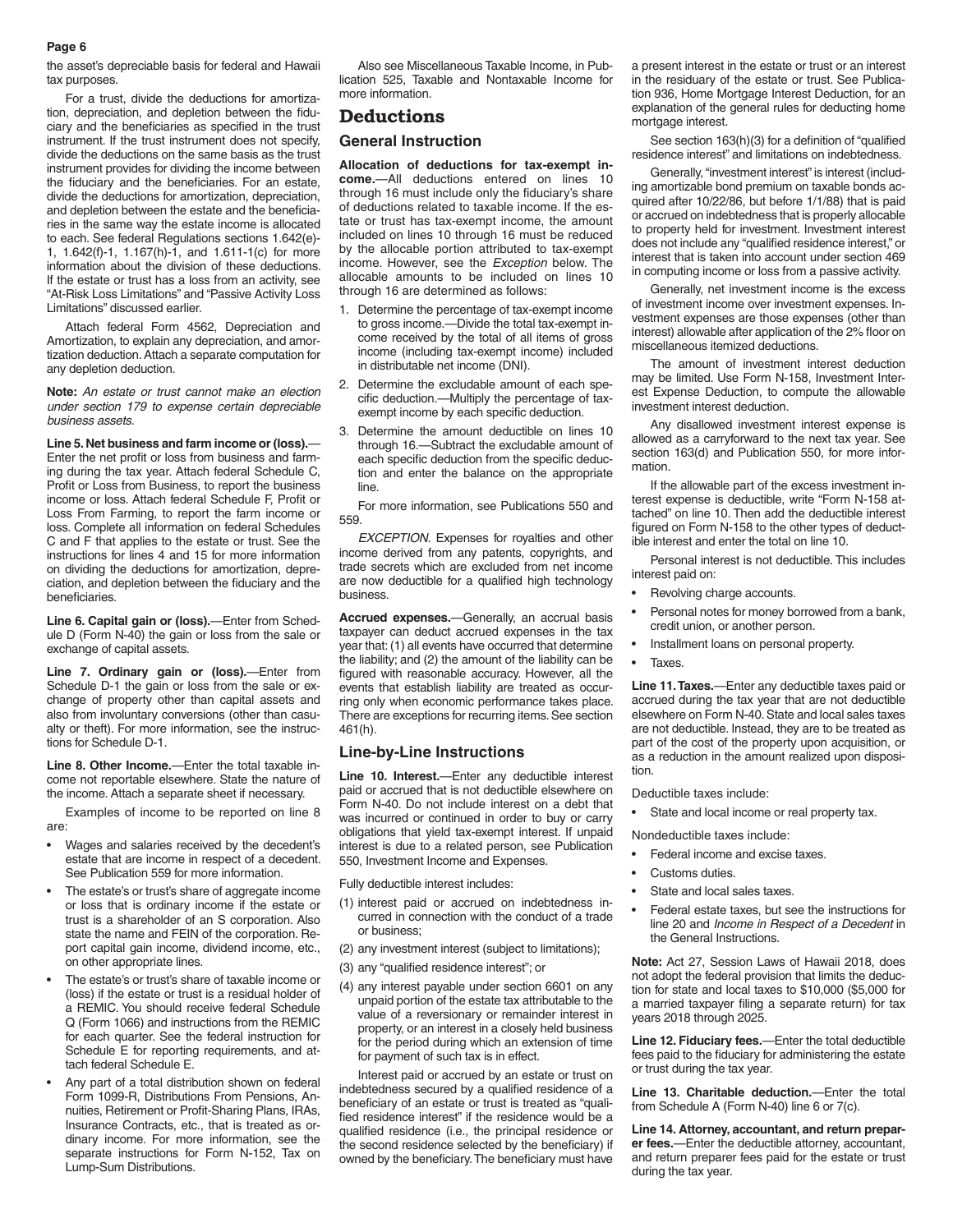the asset's depreciable basis for federal and Hawaii tax purposes.

For a trust, divide the deductions for amortization, depreciation, and depletion between the fiduciary and the beneficiaries as specified in the trust instrument. If the trust instrument does not specify, divide the deductions on the same basis as the trust instrument provides for dividing the income between the fiduciary and the beneficiaries. For an estate, divide the deductions for amortization, depreciation, and depletion between the estate and the beneficiaries in the same way the estate income is allocated to each. See federal Regulations sections 1.642(e)-1, 1.642(f)-1, 1.167(h)-1, and 1.611-1(c) for more information about the division of these deductions. If the estate or trust has a loss from an activity, see "At-Risk Loss Limitations" and "Passive Activity Loss Limitations" discussed earlier.

Attach federal Form 4562, Depreciation and Amortization, to explain any depreciation, and amortization deduction. Attach a separate computation for any depletion deduction.

**Note:** *An estate or trust cannot make an election under section 179 to expense certain depreciable business assets.*

**Line 5. Net business and farm income or (loss).**—Enter the net profit or loss from business and farming during the tax year. Attach federal Schedule C, Profit or Loss from Business, to report the business income or loss. Attach federal Schedule F, Profit or Loss From Farming, to report the farm income or loss. Complete all information on federal Schedules C and F that applies to the estate or trust. See the instructions for lines 4 and 15 for more information on dividing the deductions for amortization, depreciation, and depletion between the fiduciary and the beneficiaries.

**Line 6. Capital gain or (loss).**—Enter from Schedule D (Form N-40) the gain or loss from the sale or exchange of capital assets.

**Line 7. Ordinary gain or (loss).**—Enter from Schedule D-1 the gain or loss from the sale or exchange of property other than capital assets and also from involuntary conversions (other than casualty or theft). For more information, see the instructions for Schedule D-1.

**Line 8. Other Income.**—Enter the total taxable income not reportable elsewhere. State the nature of the income. Attach a separate sheet if necessary.

Examples of income to be reported on line 8 are:

- Wages and salaries received by the decedent's estate that are income in respect of a decedent. See Publication 559 for more information.
- The estate's or trust's share of aggregate income or loss that is ordinary income if the estate or trust is a shareholder of an S corporation. Also state the name and FEIN of the corporation. Report capital gain income, dividend income, etc., on other appropriate lines.
- The estate's or trust's share of taxable income or (loss) if the estate or trust is a residual holder of a REMIC. You should receive federal Schedule Q (Form 1066) and instructions from the REMIC for each quarter. See the federal instruction for Schedule E for reporting requirements, and attach federal Schedule E.
- Any part of a total distribution shown on federal Form 1099-R, Distributions From Pensions, Annuities, Retirement or Profit-Sharing Plans, IRAs, Insurance Contracts, etc., that is treated as ordinary income. For more information, see the separate instructions for Form N-152, Tax on Lump-Sum Distributions.

Also see Miscellaneous Taxable Income, in Publication 525, Taxable and Nontaxable Income for more information.

# Deductions

## General Instruction

**Allocation of deductions for tax-exempt income.**—All deductions entered on lines 10 through 16 must include only the fiduciary's share of deductions related to taxable income. If the estate or trust has tax-exempt income, the amount included on lines 10 through 16 must be reduced by the allocable portion attributed to tax-exempt income. However, see the *Exception* below. The allocable amounts to be included on lines 10 through 16 are determined as follows:

1. Determine the percentage of tax-exempt income to gross income.—Divide the total tax-exempt income received by the total of all items of gross income (including tax-exempt income) included in distributable net income (DNI).
2. Determine the excludable amount of each specific deduction.—Multiply the percentage of tax-exempt income by each specific deduction.
3. Determine the amount deductible on lines 10 through 16.—Subtract the excludable amount of each specific deduction from the specific deduction and enter the balance on the appropriate line.

For more information, see Publications 550 and 559.

*EXCEPTION.* Expenses for royalties and other income derived from any patents, copyrights, and trade secrets which are excluded from net income are now deductible for a qualified high technology business.

**Accrued expenses.**—Generally, an accrual basis taxpayer can deduct accrued expenses in the tax year that: (1) all events have occurred that determine the liability; and (2) the amount of the liability can be figured with reasonable accuracy. However, all the events that establish liability are treated as occurring only when economic performance takes place. There are exceptions for recurring items. See section 461(h).

## Line-by-Line Instructions

**Line 10. Interest.**—Enter any deductible interest paid or accrued that is not deductible elsewhere on Form N-40. Do not include interest on a debt that was incurred or continued in order to buy or carry obligations that yield tax-exempt interest. If unpaid interest is due to a related person, see Publication 550, Investment Income and Expenses.

Fully deductible interest includes:

(1) interest paid or accrued on indebtedness incurred in connection with the conduct of a trade or business;

(2) any investment interest (subject to limitations);

(3) any "qualified residence interest"; or

(4) any interest payable under section 6601 on any unpaid portion of the estate tax attributable to the value of a reversionary or remainder interest in property, or an interest in a closely held business for the period during which an extension of time for payment of such tax is in effect.

Interest paid or accrued by an estate or trust on indebtedness secured by a qualified residence of a beneficiary of an estate or trust is treated as "qualified residence interest" if the residence would be a qualified residence (i.e., the principal residence or the second residence selected by the beneficiary) if owned by the beneficiary. The beneficiary must have a present interest in the estate or trust or an interest in the residuary of the estate or trust. See Publication 936, Home Mortgage Interest Deduction, for an explanation of the general rules for deducting home mortgage interest.

See section 163(h)(3) for a definition of "qualified residence interest" and limitations on indebtedness.

Generally, "investment interest" is interest (including amortizable bond premium on taxable bonds acquired after 10/22/86, but before 1/1/88) that is paid or accrued on indebtedness that is properly allocable to property held for investment. Investment interest does not include any "qualified residence interest," or interest that is taken into account under section 469 in computing income or loss from a passive activity.

Generally, net investment income is the excess of investment income over investment expenses. Investment expenses are those expenses (other than interest) allowable after application of the 2% floor on miscellaneous itemized deductions.

The amount of investment interest deduction may be limited. Use Form N-158, Investment Interest Expense Deduction, to compute the allowable investment interest deduction.

Any disallowed investment interest expense is allowed as a carryforward to the next tax year. See section 163(d) and Publication 550, for more information.

If the allowable part of the excess investment interest expense is deductible, write "Form N-158 attached" on line 10. Then add the deductible interest figured on Form N-158 to the other types of deductible interest and enter the total on line 10.

Personal interest is not deductible. This includes interest paid on:

- Revolving charge accounts.
- Personal notes for money borrowed from a bank, credit union, or another person.
- Installment loans on personal property.
- Taxes.

**Line 11. Taxes.**—Enter any deductible taxes paid or accrued during the tax year that are not deductible elsewhere on Form N-40. State and local sales taxes are not deductible. Instead, they are to be treated as part of the cost of the property upon acquisition, or as a reduction in the amount realized upon disposition.

Deductible taxes include:

- State and local income or real property tax.

Nondeductible taxes include:

- Federal income and excise taxes.
- Customs duties.
- State and local sales taxes.
- Federal estate taxes, but see the instructions for line 20 and *Income in Respect of a Decedent* in the General Instructions.

**Note:** Act 27, Session Laws of Hawaii 2018, does not adopt the federal provision that limits the deduction for state and local taxes to $10,000 ($5,000 for a married taxpayer filing a separate return) for tax years 2018 through 2025.

**Line 12. Fiduciary fees.**—Enter the total deductible fees paid to the fiduciary for administering the estate or trust during the tax year.

**Line 13. Charitable deduction.**—Enter the total from Schedule A (Form N-40) line 6 or 7(c).

**Line 14. Attorney, accountant, and return preparer fees.**—Enter the deductible attorney, accountant, and return preparer fees paid for the estate or trust during the tax year.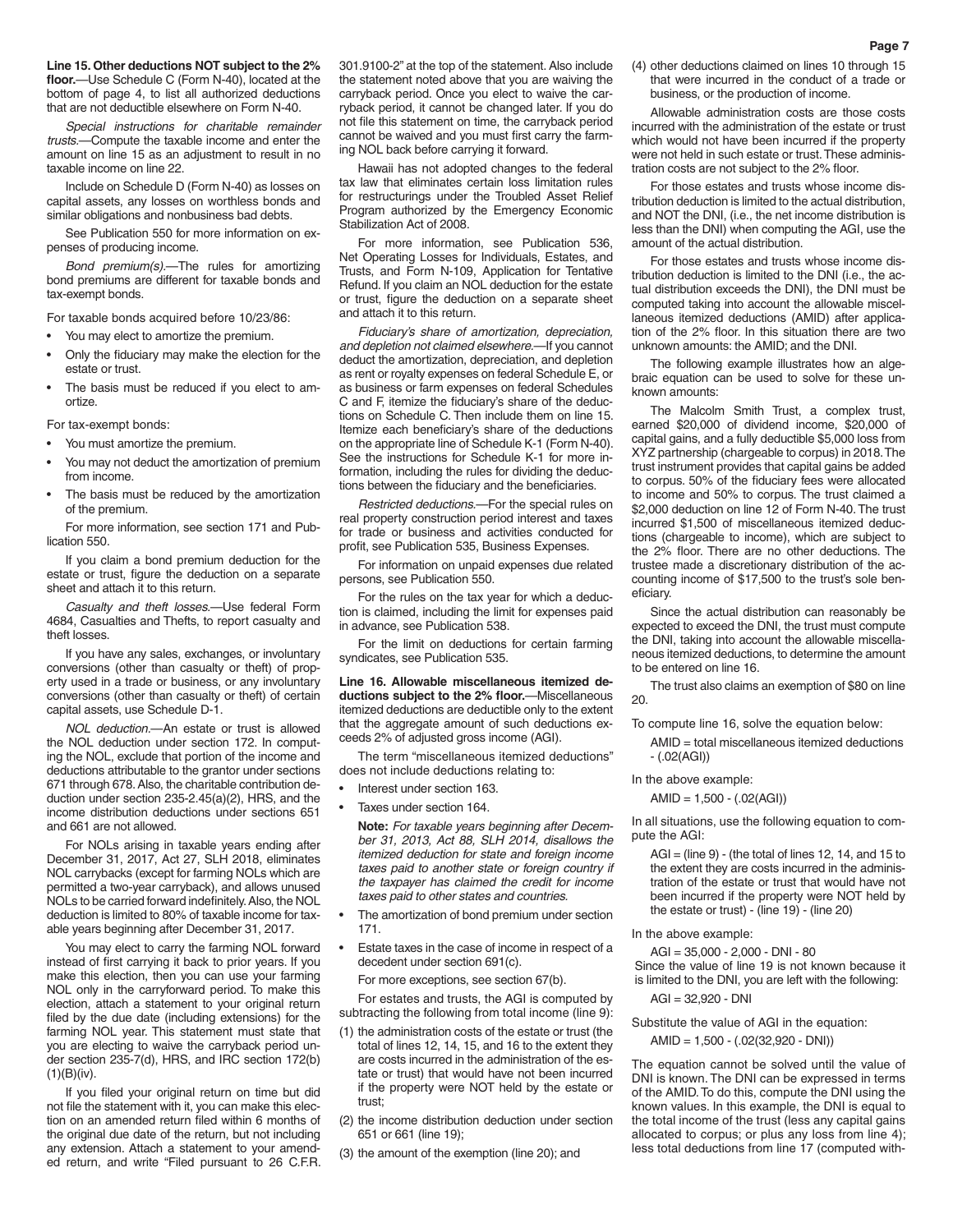**Line 15. Other deductions NOT subject to the 2% floor.**—Use Schedule C (Form N-40), located at the bottom of page 4, to list all authorized deductions that are not deductible elsewhere on Form N-40.

*Special instructions for charitable remainder trusts.*—Compute the taxable income and enter the amount on line 15 as an adjustment to result in no taxable income on line 22.

Include on Schedule D (Form N-40) as losses on capital assets, any losses on worthless bonds and similar obligations and nonbusiness bad debts.

See Publication 550 for more information on expenses of producing income.

*Bond premium(s).*—The rules for amortizing bond premiums are different for taxable bonds and tax-exempt bonds.

For taxable bonds acquired before 10/23/86:

- You may elect to amortize the premium.
- Only the fiduciary may make the election for the estate or trust.
- The basis must be reduced if you elect to amortize.

For tax-exempt bonds:

- You must amortize the premium.
- You may not deduct the amortization of premium from income.
- The basis must be reduced by the amortization of the premium.

For more information, see section 171 and Publication 550.

If you claim a bond premium deduction for the estate or trust, figure the deduction on a separate sheet and attach it to this return.

*Casualty and theft losses.*—Use federal Form 4684, Casualties and Thefts, to report casualty and theft losses.

If you have any sales, exchanges, or involuntary conversions (other than casualty or theft) of property used in a trade or business, or any involuntary conversions (other than casualty or theft) of certain capital assets, use Schedule D-1.

*NOL deduction.*—An estate or trust is allowed the NOL deduction under section 172. In computing the NOL, exclude that portion of the income and deductions attributable to the grantor under sections 671 through 678. Also, the charitable contribution deduction under section 235-2.45(a)(2), HRS, and the income distribution deductions under sections 651 and 661 are not allowed.

For NOLs arising in taxable years ending after December 31, 2017, Act 27, SLH 2018, eliminates NOL carrybacks (except for farming NOLs which are permitted a two-year carryback), and allows unused NOLs to be carried forward indefinitely. Also, the NOL deduction is limited to 80% of taxable income for taxable years beginning after December 31, 2017.

You may elect to carry the farming NOL forward instead of first carrying it back to prior years. If you make this election, then you can use your farming NOL only in the carryforward period. To make this election, attach a statement to your original return filed by the due date (including extensions) for the farming NOL year. This statement must state that you are electing to waive the carryback period under section 235-7(d), HRS, and IRC section 172(b)(1)(B)(iv).

If you filed your original return on time but did not file the statement with it, you can make this election on an amended return filed within 6 months of the original due date of the return, but not including any extension. Attach a statement to your amended return, and write "Filed pursuant to 26 C.F.R. 301.9100-2" at the top of the statement. Also include the statement noted above that you are waiving the carryback period. Once you elect to waive the carryback period, it cannot be changed later. If you do not file this statement on time, the carryback period cannot be waived and you must first carry the farming NOL back before carrying it forward.

Hawaii has not adopted changes to the federal tax law that eliminates certain loss limitation rules for restructurings under the Troubled Asset Relief Program authorized by the Emergency Economic Stabilization Act of 2008.

For more information, see Publication 536, Net Operating Losses for Individuals, Estates, and Trusts, and Form N-109, Application for Tentative Refund. If you claim an NOL deduction for the estate or trust, figure the deduction on a separate sheet and attach it to this return.

*Fiduciary's share of amortization, depreciation, and depletion not claimed elsewhere.*—If you cannot deduct the amortization, depreciation, and depletion as rent or royalty expenses on federal Schedule E, or as business or farm expenses on federal Schedules C and F, itemize the fiduciary's share of the deductions on Schedule C. Then include them on line 15. Itemize each beneficiary's share of the deductions on the appropriate line of Schedule K-1 (Form N-40). See the instructions for Schedule K-1 for more information, including the rules for dividing the deductions between the fiduciary and the beneficiaries.

*Restricted deductions.*—For the special rules on real property construction period interest and taxes for trade or business and activities conducted for profit, see Publication 535, Business Expenses.

For information on unpaid expenses due related persons, see Publication 550.

For the rules on the tax year for which a deduction is claimed, including the limit for expenses paid in advance, see Publication 538.

For the limit on deductions for certain farming syndicates, see Publication 535.

**Line 16. Allowable miscellaneous itemized deductions subject to the 2% floor.**—Miscellaneous itemized deductions are deductible only to the extent that the aggregate amount of such deductions exceeds 2% of adjusted gross income (AGI).

The term "miscellaneous itemized deductions" does not include deductions relating to:

- Interest under section 163.
- Taxes under section 164.

  **Note:** *For taxable years beginning after December 31, 2013, Act 88, SLH 2014, disallows the itemized deduction for state and foreign income taxes paid to another state or foreign country if the taxpayer has claimed the credit for income taxes paid to other states and countries.*
- The amortization of bond premium under section 171.
- Estate taxes in the case of income in respect of a decedent under section 691(c).

  For more exceptions, see section 67(b).

For estates and trusts, the AGI is computed by subtracting the following from total income (line 9):

(1) the administration costs of the estate or trust (the total of lines 12, 14, 15, and 16 to the extent they are costs incurred in the administration of the estate or trust) that would have not been incurred if the property were NOT held by the estate or trust;

(2) the income distribution deduction under section 651 or 661 (line 19);

(3) the amount of the exemption (line 20); and

(4) other deductions claimed on lines 10 through 15 that were incurred in the conduct of a trade or business, or the production of income.

Allowable administration costs are those costs incurred with the administration of the estate or trust which would not have been incurred if the property were not held in such estate or trust. These administration costs are not subject to the 2% floor.

For those estates and trusts whose income distribution deduction is limited to the actual distribution, and NOT the DNI, (i.e., the net income distribution is less than the DNI) when computing the AGI, use the amount of the actual distribution.

For those estates and trusts whose income distribution deduction is limited to the DNI (i.e., the actual distribution exceeds the DNI), the DNI must be computed taking into account the allowable miscellaneous itemized deductions (AMID) after application of the 2% floor. In this situation there are two unknown amounts: the AMID; and the DNI.

The following example illustrates how an algebraic equation can be used to solve for these unknown amounts:

The Malcolm Smith Trust, a complex trust, earned $20,000 of dividend income, $20,000 of capital gains, and a fully deductible $5,000 loss from XYZ partnership (chargeable to corpus) in 2018. The trust instrument provides that capital gains be added to corpus. 50% of the fiduciary fees were allocated to income and 50% to corpus. The trust claimed a $2,000 deduction on line 12 of Form N-40. The trust incurred $1,500 of miscellaneous itemized deductions (chargeable to income), which are subject to the 2% floor. There are no other deductions. The trustee made a discretionary distribution of the accounting income of $17,500 to the trust's sole beneficiary.

Since the actual distribution can reasonably be expected to exceed the DNI, the trust must compute the DNI, taking into account the allowable miscellaneous itemized deductions, to determine the amount to be entered on line 16.

The trust also claims an exemption of $80 on line 20.

To compute line 16, solve the equation below:

AMID = total miscellaneous itemized deductions - (.02(AGI))

In the above example:

AMID = 1,500 - (.02(AGI))

In all situations, use the following equation to compute the AGI:

AGI = (line 9) - (the total of lines 12, 14, and 15 to the extent they are costs incurred in the administration of the estate or trust that would have not been incurred if the property were NOT held by the estate or trust) - (line 19) - (line 20)

In the above example:

AGI = 35,000 - 2,000 - DNI - 80

Since the value of line 19 is not known because it is limited to the DNI, you are left with the following:

AGI = 32,920 - DNI

Substitute the value of AGI in the equation:

AMID = 1,500 - (.02(32,920 - DNI))

The equation cannot be solved until the value of DNI is known. The DNI can be expressed in terms of the AMID. To do this, compute the DNI using the known values. In this example, the DNI is equal to the total income of the trust (less any capital gains allocated to corpus; or plus any loss from line 4); less total deductions from line 17 (computed with-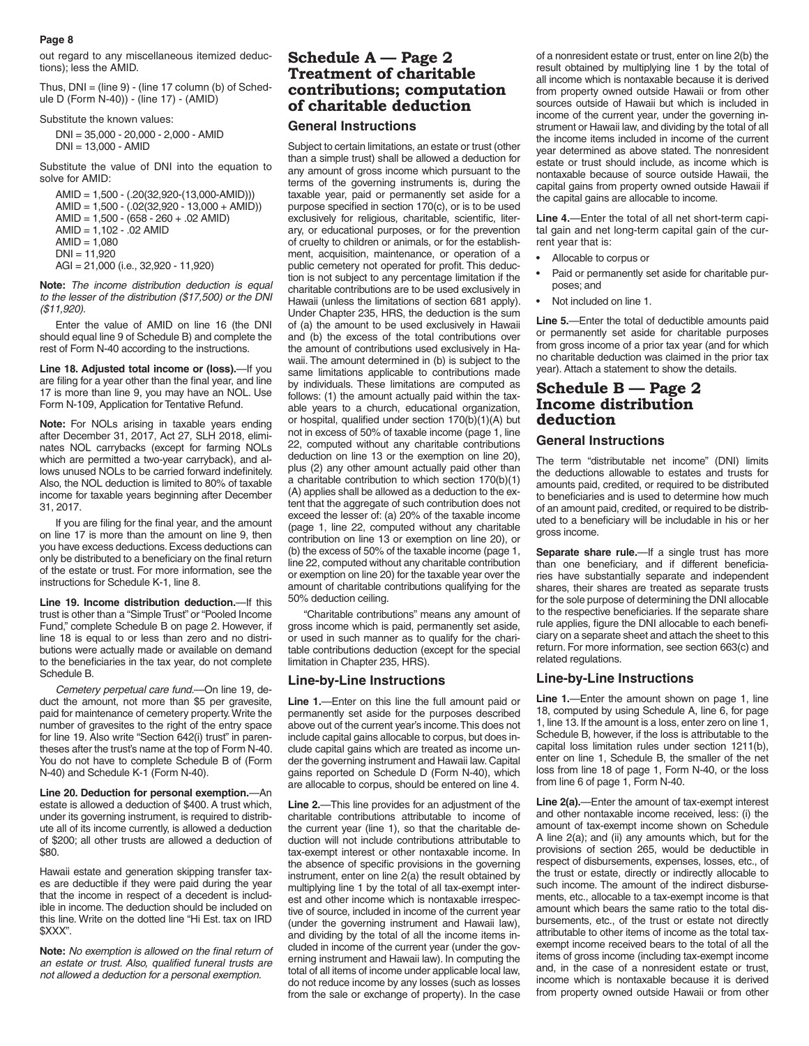out regard to any miscellaneous itemized deductions); less the AMID.

Thus, DNI = (line 9) - (line 17 column (b) of Schedule D (Form N-40)) - (line 17) - (AMID)

Substitute the known values:

DNI = 35,000 - 20,000 - 2,000 - AMID
DNI = 13,000 - AMID

Substitute the value of DNI into the equation to solve for AMID:

AMID = 1,500 - (.20(32,920-(13,000-AMID)))
AMID = 1,500 - (.02(32,920 - 13,000 + AMID))
AMID = 1,500 - (658 - 260 + .02 AMID)
AMID = 1,102 - .02 AMID
AMID = 1,080
DNI = 11,920
AGI = 21,000 (i.e., 32,920 - 11,920)

**Note:** *The income distribution deduction is equal to the lesser of the distribution ($17,500) or the DNI ($11,920).*

Enter the value of AMID on line 16 (the DNI should equal line 9 of Schedule B) and complete the rest of Form N-40 according to the instructions.

**Line 18. Adjusted total income or (loss).**—If you are filing for a year other than the final year, and line 17 is more than line 9, you may have an NOL. Use Form N-109, Application for Tentative Refund.

**Note:** For NOLs arising in taxable years ending after December 31, 2017, Act 27, SLH 2018, eliminates NOL carrybacks (except for farming NOLs which are permitted a two-year carryback), and allows unused NOLs to be carried forward indefinitely. Also, the NOL deduction is limited to 80% of taxable income for taxable years beginning after December 31, 2017.

If you are filing for the final year, and the amount on line 17 is more than the amount on line 9, then you have excess deductions. Excess deductions can only be distributed to a beneficiary on the final return of the estate or trust. For more information, see the instructions for Schedule K-1, line 8.

**Line 19. Income distribution deduction.**—If this trust is other than a "Simple Trust" or "Pooled Income Fund," complete Schedule B on page 2. However, if line 18 is equal to or less than zero and no distributions were actually made or available on demand to the beneficiaries in the tax year, do not complete Schedule B.

*Cemetery perpetual care fund.*—On line 19, deduct the amount, not more than $5 per gravesite, paid for maintenance of cemetery property. Write the number of gravesites to the right of the entry space for line 19. Also write "Section 642(i) trust" in parentheses after the trust's name at the top of Form N-40. You do not have to complete Schedule B of (Form N-40) and Schedule K-1 (Form N-40).

**Line 20. Deduction for personal exemption.**—An estate is allowed a deduction of $400. A trust which, under its governing instrument, is required to distribute all of its income currently, is allowed a deduction of $200; all other trusts are allowed a deduction of $80.

Hawaii estate and generation skipping transfer taxes are deductible if they were paid during the year that the income in respect of a decedent is includible in income. The deduction should be included on this line. Write on the dotted line "Hi Est. tax on IRD $XXX".

**Note:** *No exemption is allowed on the final return of an estate or trust. Also, qualified funeral trusts are not allowed a deduction for a personal exemption.*

## Schedule A — Page 2 Treatment of charitable contributions; computation of charitable deduction

### General Instructions

Subject to certain limitations, an estate or trust (other than a simple trust) shall be allowed a deduction for any amount of gross income which pursuant to the terms of the governing instruments is, during the taxable year, paid or permanently set aside for a purpose specified in section 170(c), or is to be used exclusively for religious, charitable, scientific, literary, or educational purposes, or for the prevention of cruelty to children or animals, or for the establishment, acquisition, maintenance, or operation of a public cemetery not operated for profit. This deduction is not subject to any percentage limitation if the charitable contributions are to be used exclusively in Hawaii (unless the limitations of section 681 apply). Under Chapter 235, HRS, the deduction is the sum of (a) the amount to be used exclusively in Hawaii and (b) the excess of the total contributions over the amount of contributions used exclusively in Hawaii. The amount determined in (b) is subject to the same limitations applicable to contributions made by individuals. These limitations are computed as follows: (1) the amount actually paid within the taxable years to a church, educational organization, or hospital, qualified under section 170(b)(1)(A) but not in excess of 50% of taxable income (page 1, line 22, computed without any charitable contributions deduction on line 13 or the exemption on line 20), plus (2) any other amount actually paid other than a charitable contribution to which section 170(b)(1)(A) applies shall be allowed as a deduction to the extent that the aggregate of such contribution does not exceed the lesser of: (a) 20% of the taxable income (page 1, line 22, computed without any charitable contribution on line 13 or exemption on line 20), or (b) the excess of 50% of the taxable income (page 1, line 22, computed without any charitable contribution or exemption on line 20) for the taxable year over the amount of charitable contributions qualifying for the 50% deduction ceiling.

"Charitable contributions" means any amount of gross income which is paid, permanently set aside, or used in such manner as to qualify for the charitable contributions deduction (except for the special limitation in Chapter 235, HRS).

### Line-by-Line Instructions

**Line 1.**—Enter on this line the full amount paid or permanently set aside for the purposes described above out of the current year's income. This does not include capital gains allocable to corpus, but does include capital gains which are treated as income under the governing instrument and Hawaii law. Capital gains reported on Schedule D (Form N-40), which are allocable to corpus, should be entered on line 4.

**Line 2.**—This line provides for an adjustment of the charitable contributions attributable to income of the current year (line 1), so that the charitable deduction will not include contributions attributable to tax-exempt interest or other nontaxable income. In the absence of specific provisions in the governing instrument, enter on line 2(a) the result obtained by multiplying line 1 by the total of all tax-exempt interest and other income which is nontaxable irrespective of source, included in income of the current year (under the governing instrument and Hawaii law), and dividing by the total of all the income items included in income of the current year (under the governing instrument and Hawaii law). In computing the total of all items of income under applicable local law, do not reduce income by any losses (such as losses from the sale or exchange of property). In the case of a nonresident estate or trust, enter on line 2(b) the result obtained by multiplying line 1 by the total of all income which is nontaxable because it is derived from property owned outside Hawaii or from other sources outside of Hawaii but which is included in income of the current year, under the governing instrument or Hawaii law, and dividing by the total of all the income items included in income of the current year determined as above stated. The nonresident estate or trust should include, as income which is nontaxable because of source outside Hawaii, the capital gains from property owned outside Hawaii if the capital gains are allocable to income.

**Line 4.**—Enter the total of all net short-term capital gain and net long-term capital gain of the current year that is:

- Allocable to corpus or
- Paid or permanently set aside for charitable purposes; and
- Not included on line 1.

**Line 5.**—Enter the total of deductible amounts paid or permanently set aside for charitable purposes from gross income of a prior tax year (and for which no charitable deduction was claimed in the prior tax year). Attach a statement to show the details.

## Schedule B — Page 2 Income distribution deduction

### General Instructions

The term "distributable net income" (DNI) limits the deductions allowable to estates and trusts for amounts paid, credited, or required to be distributed to beneficiaries and is used to determine how much of an amount paid, credited, or required to be distributed to a beneficiary will be includable in his or her gross income.

**Separate share rule.**—If a single trust has more than one beneficiary, and if different beneficiaries have substantially separate and independent shares, their shares are treated as separate trusts for the sole purpose of determining the DNI allocable to the respective beneficiaries. If the separate share rule applies, figure the DNI allocable to each beneficiary on a separate sheet and attach the sheet to this return. For more information, see section 663(c) and related regulations.

### Line-by-Line Instructions

**Line 1.**—Enter the amount shown on page 1, line 18, computed by using Schedule A, line 6, for page 1, line 13. If the amount is a loss, enter zero on line 1, Schedule B, however, if the loss is attributable to the capital loss limitation rules under section 1211(b), enter on line 1, Schedule B, the smaller of the net loss from line 18 of page 1, Form N-40, or the loss from line 6 of page 1, Form N-40.

**Line 2(a).**—Enter the amount of tax-exempt interest and other nontaxable income received, less: (i) the amount of tax-exempt income shown on Schedule A line 2(a); and (ii) any amounts which, but for the provisions of section 265, would be deductible in respect of disbursements, expenses, losses, etc., of the trust or estate, directly or indirectly allocable to such income. The amount of the indirect disbursements, etc., allocable to a tax-exempt income is that amount which bears the same ratio to the total disbursements, etc., of the trust or estate not directly attributable to other items of income as the total tax-exempt income received bears to the total of all the items of gross income (including tax-exempt income and, in the case of a nonresident estate or trust, income which is nontaxable because it is derived from property owned outside Hawaii or from other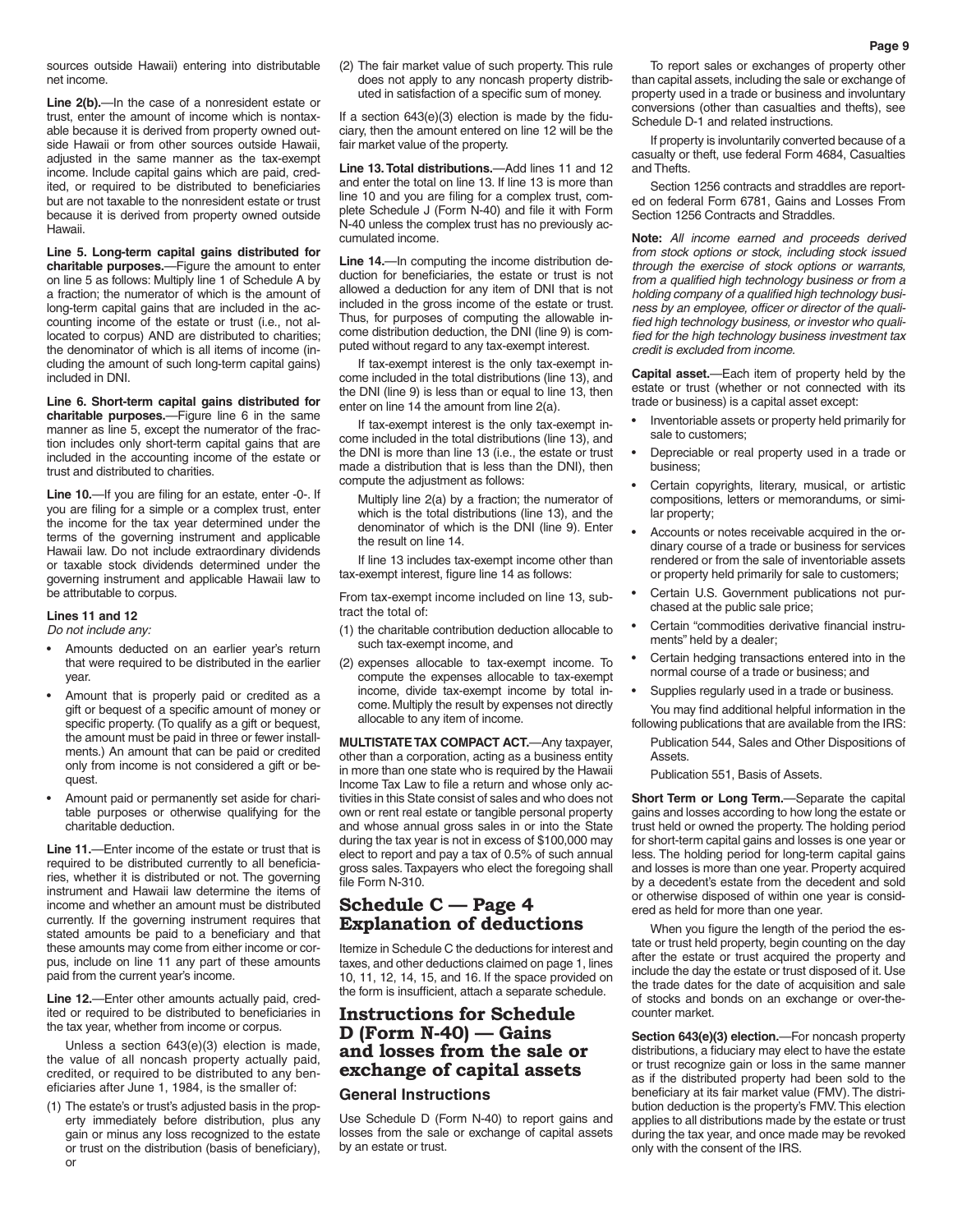sources outside Hawaii) entering into distributable net income.

**Line 2(b).**—In the case of a nonresident estate or trust, enter the amount of income which is nontaxable because it is derived from property owned outside Hawaii or from other sources outside Hawaii, adjusted in the same manner as the tax-exempt income. Include capital gains which are paid, credited, or required to be distributed to beneficiaries but are not taxable to the nonresident estate or trust because it is derived from property owned outside Hawaii.

**Line 5. Long-term capital gains distributed for charitable purposes.**—Figure the amount to enter on line 5 as follows: Multiply line 1 of Schedule A by a fraction; the numerator of which is the amount of long-term capital gains that are included in the accounting income of the estate or trust (i.e., not allocated to corpus) AND are distributed to charities; the denominator of which is all items of income (including the amount of such long-term capital gains) included in DNI.

**Line 6. Short-term capital gains distributed for charitable purposes.**—Figure line 6 in the same manner as line 5, except the numerator of the fraction includes only short-term capital gains that are included in the accounting income of the estate or trust and distributed to charities.

**Line 10.**—If you are filing for an estate, enter -0-. If you are filing for a simple or a complex trust, enter the income for the tax year determined under the terms of the governing instrument and applicable Hawaii law. Do not include extraordinary dividends or taxable stock dividends determined under the governing instrument and applicable Hawaii law to be attributable to corpus.

**Lines 11 and 12**

*Do not include any:*

- Amounts deducted on an earlier year's return that were required to be distributed in the earlier year.
- Amount that is properly paid or credited as a gift or bequest of a specific amount of money or specific property. (To qualify as a gift or bequest, the amount must be paid in three or fewer installments.) An amount that can be paid or credited only from income is not considered a gift or bequest.
- Amount paid or permanently set aside for charitable purposes or otherwise qualifying for the charitable deduction.

**Line 11.**—Enter income of the estate or trust that is required to be distributed currently to all beneficiaries, whether it is distributed or not. The governing instrument and Hawaii law determine the items of income and whether an amount must be distributed currently. If the governing instrument requires that stated amounts be paid to a beneficiary and that these amounts may come from either income or corpus, include on line 11 any part of these amounts paid from the current year's income.

**Line 12.**—Enter other amounts actually paid, credited or required to be distributed to beneficiaries in the tax year, whether from income or corpus.

Unless a section 643(e)(3) election is made, the value of all noncash property actually paid, credited, or required to be distributed to any beneficiaries after June 1, 1984, is the smaller of:

(1) The estate's or trust's adjusted basis in the property immediately before distribution, plus any gain or minus any loss recognized to the estate or trust on the distribution (basis of beneficiary), or

(2) The fair market value of such property. This rule does not apply to any noncash property distributed in satisfaction of a specific sum of money.

If a section 643(e)(3) election is made by the fiduciary, then the amount entered on line 12 will be the fair market value of the property.

**Line 13. Total distributions.**—Add lines 11 and 12 and enter the total on line 13. If line 13 is more than line 10 and you are filing for a complex trust, complete Schedule J (Form N-40) and file it with Form N-40 unless the complex trust has no previously accumulated income.

**Line 14.**—In computing the income distribution deduction for beneficiaries, the estate or trust is not allowed a deduction for any item of DNI that is not included in the gross income of the estate or trust. Thus, for purposes of computing the allowable income distribution deduction, the DNI (line 9) is computed without regard to any tax-exempt interest.

If tax-exempt interest is the only tax-exempt income included in the total distributions (line 13), and the DNI (line 9) is less than or equal to line 13, then enter on line 14 the amount from line 2(a).

If tax-exempt interest is the only tax-exempt income included in the total distributions (line 13), and the DNI is more than line 13 (i.e., the estate or trust made a distribution that is less than the DNI), then compute the adjustment as follows:

Multiply line 2(a) by a fraction; the numerator of which is the total distributions (line 13), and the denominator of which is the DNI (line 9). Enter the result on line 14.

If line 13 includes tax-exempt income other than tax-exempt interest, figure line 14 as follows:

From tax-exempt income included on line 13, subtract the total of:

(1) the charitable contribution deduction allocable to such tax-exempt income, and

(2) expenses allocable to tax-exempt income. To compute the expenses allocable to tax-exempt income, divide tax-exempt income by total income. Multiply the result by expenses not directly allocable to any item of income.

**MULTISTATE TAX COMPACT ACT.**—Any taxpayer, other than a corporation, acting as a business entity in more than one state who is required by the Hawaii Income Tax Law to file a return and whose only activities in this State consist of sales and who does not own or rent real estate or tangible personal property and whose annual gross sales in or into the State during the tax year is not in excess of $100,000 may elect to report and pay a tax of 0.5% of such annual gross sales. Taxpayers who elect the foregoing shall file Form N-310.

## Schedule C — Page 4 Explanation of deductions

Itemize in Schedule C the deductions for interest and taxes, and other deductions claimed on page 1, lines 10, 11, 12, 14, 15, and 16. If the space provided on the form is insufficient, attach a separate schedule.

## Instructions for Schedule D (Form N-40) — Gains and losses from the sale or exchange of capital assets

### General Instructions

Use Schedule D (Form N-40) to report gains and losses from the sale or exchange of capital assets by an estate or trust.

To report sales or exchanges of property other than capital assets, including the sale or exchange of property used in a trade or business and involuntary conversions (other than casualties and thefts), see Schedule D-1 and related instructions.

If property is involuntarily converted because of a casualty or theft, use federal Form 4684, Casualties and Thefts.

Section 1256 contracts and straddles are reported on federal Form 6781, Gains and Losses From Section 1256 Contracts and Straddles.

**Note:** *All income earned and proceeds derived from stock options or stock, including stock issued through the exercise of stock options or warrants, from a qualified high technology business or from a holding company of a qualified high technology business by an employee, officer or director of the qualified high technology business, or investor who qualified for the high technology business investment tax credit is excluded from income.*

**Capital asset.**—Each item of property held by the estate or trust (whether or not connected with its trade or business) is a capital asset except:

- Inventoriable assets or property held primarily for sale to customers;
- Depreciable or real property used in a trade or business;
- Certain copyrights, literary, musical, or artistic compositions, letters or memorandums, or similar property;
- Accounts or notes receivable acquired in the ordinary course of a trade or business for services rendered or from the sale of inventoriable assets or property held primarily for sale to customers;
- Certain U.S. Government publications not purchased at the public sale price;
- Certain "commodities derivative financial instruments" held by a dealer;
- Certain hedging transactions entered into in the normal course of a trade or business; and
- Supplies regularly used in a trade or business.

You may find additional helpful information in the following publications that are available from the IRS:

Publication 544, Sales and Other Dispositions of Assets.

Publication 551, Basis of Assets.

**Short Term or Long Term.**—Separate the capital gains and losses according to how long the estate or trust held or owned the property. The holding period for short-term capital gains and losses is one year or less. The holding period for long-term capital gains and losses is more than one year. Property acquired by a decedent's estate from the decedent and sold or otherwise disposed of within one year is considered as held for more than one year.

When you figure the length of the period the estate or trust held property, begin counting on the day after the estate or trust acquired the property and include the day the estate or trust disposed of it. Use the trade dates for the date of acquisition and sale of stocks and bonds on an exchange or over-the-counter market.

**Section 643(e)(3) election.**—For noncash property distributions, a fiduciary may elect to have the estate or trust recognize gain or loss in the same manner as if the distributed property had been sold to the beneficiary at its fair market value (FMV). The distribution deduction is the property's FMV. This election applies to all distributions made by the estate or trust during the tax year, and once made may be revoked only with the consent of the IRS.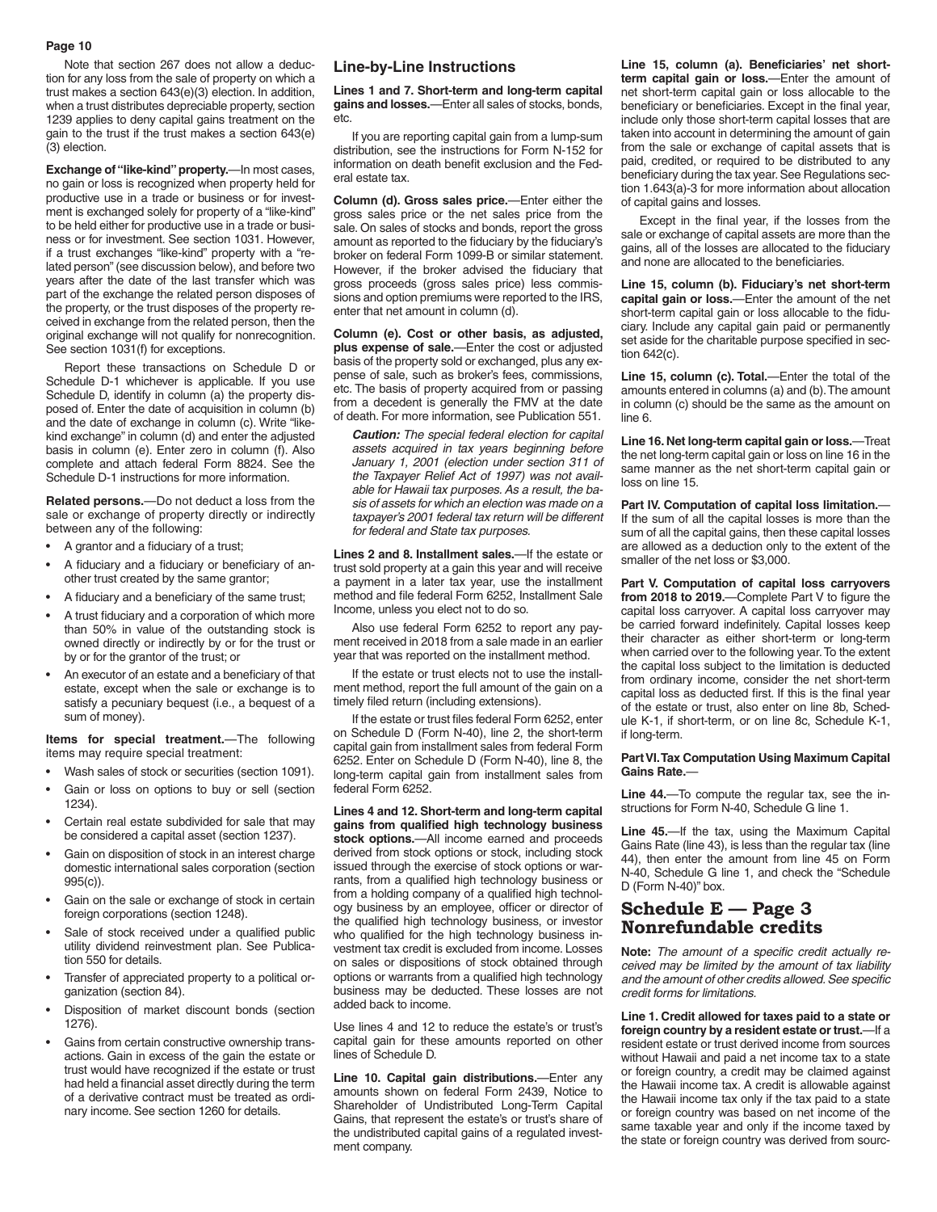Note that section 267 does not allow a deduction for any loss from the sale of property on which a trust makes a section 643(e)(3) election. In addition, when a trust distributes depreciable property, section 1239 applies to deny capital gains treatment on the gain to the trust if the trust makes a section 643(e)(3) election.

**Exchange of "like-kind" property.**—In most cases, no gain or loss is recognized when property held for productive use in a trade or business or for investment is exchanged solely for property of a "like-kind" to be held either for productive use in a trade or business or for investment. See section 1031. However, if a trust exchanges "like-kind" property with a "related person" (see discussion below), and before two years after the date of the last transfer which was part of the exchange the related person disposes of the property, or the trust disposes of the property received in exchange from the related person, then the original exchange will not qualify for nonrecognition. See section 1031(f) for exceptions.

Report these transactions on Schedule D or Schedule D-1 whichever is applicable. If you use Schedule D, identify in column (a) the property disposed of. Enter the date of acquisition in column (b) and the date of exchange in column (c). Write "like-kind exchange" in column (d) and enter the adjusted basis in column (e). Enter zero in column (f). Also complete and attach federal Form 8824. See the Schedule D-1 instructions for more information.

**Related persons.**—Do not deduct a loss from the sale or exchange of property directly or indirectly between any of the following:

- A grantor and a fiduciary of a trust;
- A fiduciary and a fiduciary or beneficiary of another trust created by the same grantor;
- A fiduciary and a beneficiary of the same trust;
- A trust fiduciary and a corporation of which more than 50% in value of the outstanding stock is owned directly or indirectly by or for the trust or by or for the grantor of the trust; or
- An executor of an estate and a beneficiary of that estate, except when the sale or exchange is to satisfy a pecuniary bequest (i.e., a bequest of a sum of money).

**Items for special treatment.**—The following items may require special treatment:

- Wash sales of stock or securities (section 1091).
- Gain or loss on options to buy or sell (section 1234).
- Certain real estate subdivided for sale that may be considered a capital asset (section 1237).
- Gain on disposition of stock in an interest charge domestic international sales corporation (section 995(c)).
- Gain on the sale or exchange of stock in certain foreign corporations (section 1248).
- Sale of stock received under a qualified public utility dividend reinvestment plan. See Publication 550 for details.
- Transfer of appreciated property to a political organization (section 84).
- Disposition of market discount bonds (section 1276).
- Gains from certain constructive ownership transactions. Gain in excess of the gain the estate or trust would have recognized if the estate or trust had held a financial asset directly during the term of a derivative contract must be treated as ordinary income. See section 1260 for details.

## Line-by-Line Instructions

**Lines 1 and 7. Short-term and long-term capital gains and losses.**—Enter all sales of stocks, bonds, etc.

If you are reporting capital gain from a lump-sum distribution, see the instructions for Form N-152 for information on death benefit exclusion and the Federal estate tax.

**Column (d). Gross sales price.**—Enter either the gross sales price or the net sales price from the sale. On sales of stocks and bonds, report the gross amount as reported to the fiduciary by the fiduciary's broker on federal Form 1099-B or similar statement. However, if the broker advised the fiduciary that gross proceeds (gross sales price) less commissions and option premiums were reported to the IRS, enter that net amount in column (d).

**Column (e). Cost or other basis, as adjusted, plus expense of sale.**—Enter the cost or adjusted basis of the property sold or exchanged, plus any expense of sale, such as broker's fees, commissions, etc. The basis of property acquired from or passing from a decedent is generally the FMV at the date of death. For more information, see Publication 551.

> ***Caution:*** *The special federal election for capital assets acquired in tax years beginning before January 1, 2001 (election under section 311 of the Taxpayer Relief Act of 1997) was not available for Hawaii tax purposes. As a result, the basis of assets for which an election was made on a taxpayer's 2001 federal tax return will be different for federal and State tax purposes.*

**Lines 2 and 8. Installment sales.**—If the estate or trust sold property at a gain this year and will receive a payment in a later tax year, use the installment method and file federal Form 6252, Installment Sale Income, unless you elect not to do so.

Also use federal Form 6252 to report any payment received in 2018 from a sale made in an earlier year that was reported on the installment method.

If the estate or trust elects not to use the installment method, report the full amount of the gain on a timely filed return (including extensions).

If the estate or trust files federal Form 6252, enter on Schedule D (Form N-40), line 2, the short-term capital gain from installment sales from federal Form 6252. Enter on Schedule D (Form N-40), line 8, the long-term capital gain from installment sales from federal Form 6252.

**Lines 4 and 12. Short-term and long-term capital gains from qualified high technology business stock options.**—All income earned and proceeds derived from stock options or stock, including stock issued through the exercise of stock options or warrants, from a qualified high technology business or from a holding company of a qualified high technology business by an employee, officer or director of the qualified high technology business, or investor who qualified for the high technology business investment tax credit is excluded from income. Losses on sales or dispositions of stock obtained through options or warrants from a qualified high technology business may be deducted. These losses are not added back to income.

Use lines 4 and 12 to reduce the estate's or trust's capital gain for these amounts reported on other lines of Schedule D.

**Line 10. Capital gain distributions.**—Enter any amounts shown on federal Form 2439, Notice to Shareholder of Undistributed Long-Term Capital Gains, that represent the estate's or trust's share of the undistributed capital gains of a regulated investment company.

**Line 15, column (a). Beneficiaries' net short-term capital gain or loss.**—Enter the amount of net short-term capital gain or loss allocable to the beneficiary or beneficiaries. Except in the final year, include only those short-term capital losses that are taken into account in determining the amount of gain from the sale or exchange of capital assets that is paid, credited, or required to be distributed to any beneficiary during the tax year. See Regulations section 1.643(a)-3 for more information about allocation of capital gains and losses.

Except in the final year, if the losses from the sale or exchange of capital assets are more than the gains, all of the losses are allocated to the fiduciary and none are allocated to the beneficiaries.

**Line 15, column (b). Fiduciary's net short-term capital gain or loss.**—Enter the amount of the net short-term capital gain or loss allocable to the fiduciary. Include any capital gain paid or permanently set aside for the charitable purpose specified in section 642(c).

**Line 15, column (c). Total.**—Enter the total of the amounts entered in columns (a) and (b). The amount in column (c) should be the same as the amount on line 6.

**Line 16. Net long-term capital gain or loss.**—Treat the net long-term capital gain or loss on line 16 in the same manner as the net short-term capital gain or loss on line 15.

**Part IV. Computation of capital loss limitation.**—If the sum of all the capital losses is more than the sum of all the capital gains, then these capital losses are allowed as a deduction only to the extent of the smaller of the net loss or $3,000.

**Part V. Computation of capital loss carryovers from 2018 to 2019.**—Complete Part V to figure the capital loss carryover. A capital loss carryover may be carried forward indefinitely. Capital losses keep their character as either short-term or long-term when carried over to the following year. To the extent the capital loss subject to the limitation is deducted from ordinary income, consider the net short-term capital loss as deducted first. If this is the final year of the estate or trust, also enter on line 8b, Schedule K-1, if short-term, or on line 8c, Schedule K-1, if long-term.

**Part VI. Tax Computation Using Maximum Capital Gains Rate.**—

**Line 44.**—To compute the regular tax, see the instructions for Form N-40, Schedule G line 1.

**Line 45.**—If the tax, using the Maximum Capital Gains Rate (line 43), is less than the regular tax (line 44), then enter the amount from line 45 on Form N-40, Schedule G line 1, and check the "Schedule D (Form N-40)" box.

## Schedule E — Page 3 Nonrefundable credits

**Note:** *The amount of a specific credit actually received may be limited by the amount of tax liability and the amount of other credits allowed. See specific credit forms for limitations.*

**Line 1. Credit allowed for taxes paid to a state or foreign country by a resident estate or trust.**—If a resident estate or trust derived income from sources without Hawaii and paid a net income tax to a state or foreign country, a credit may be claimed against the Hawaii income tax. A credit is allowable against the Hawaii income tax only if the tax paid to a state or foreign country was based on net income of the same taxable year and only if the income taxed by the state or foreign country was derived from sourc-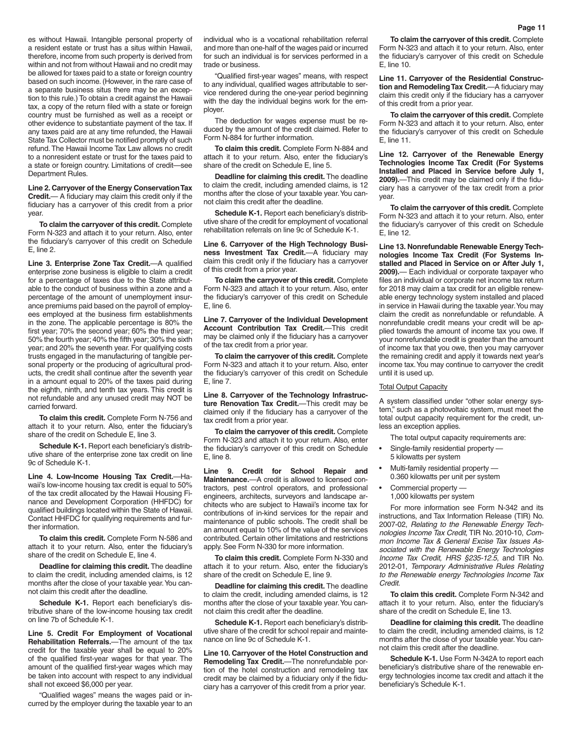es without Hawaii. Intangible personal property of a resident estate or trust has a situs within Hawaii, therefore, income from such property is derived from within and not from without Hawaii and no credit may be allowed for taxes paid to a state or foreign country based on such income. (However, in the rare case of a separate business situs there may be an exception to this rule.) To obtain a credit against the Hawaii tax, a copy of the return filed with a state or foreign country must be furnished as well as a receipt or other evidence to substantiate payment of the tax. If any taxes paid are at any time refunded, the Hawaii State Tax Collector must be notified promptly of such refund. The Hawaii Income Tax Law allows no credit to a nonresident estate or trust for the taxes paid to a state or foreign country. Limitations of credit—see Department Rules.

**Line 2. Carryover of the Energy Conservation Tax Credit.**— A fiduciary may claim this credit only if the fiduciary has a carryover of this credit from a prior year.

**To claim the carryover of this credit.** Complete Form N-323 and attach it to your return. Also, enter the fiduciary's carryover of this credit on Schedule E, line 2.

**Line 3. Enterprise Zone Tax Credit.**—A qualified enterprise zone business is eligible to claim a credit for a percentage of taxes due to the State attributable to the conduct of business within a zone and a percentage of the amount of unemployment insurance premiums paid based on the payroll of employees employed at the business firm establishments in the zone. The applicable percentage is 80% the first year; 70% the second year; 60% the third year; 50% the fourth year; 40% the fifth year; 30% the sixth year; and 20% the seventh year. For qualifying costs trusts engaged in the manufacturing of tangible personal property or the producing of agricultural products, the credit shall continue after the seventh year in a amount equal to 20% of the taxes paid during the eighth, ninth, and tenth tax years. This credit is not refundable and any unused credit may NOT be carried forward.

**To claim this credit.** Complete Form N-756 and attach it to your return. Also, enter the fiduciary's share of the credit on Schedule E, line 3.

**Schedule K-1.** Report each beneficiary's distributive share of the enterprise zone tax credit on line 9c of Schedule K-1.

**Line 4. Low-Income Housing Tax Credit.**—Hawaii's low-income housing tax credit is equal to 50% of the tax credit allocated by the Hawaii Housing Finance and Development Corporation (HHFDC) for qualified buildings located within the State of Hawaii. Contact HHFDC for qualifying requirements and further information.

**To claim this credit.** Complete Form N-586 and attach it to your return. Also, enter the fiduciary's share of the credit on Schedule E, line 4.

**Deadline for claiming this credit.** The deadline to claim the credit, including amended claims, is 12 months after the close of your taxable year. You cannot claim this credit after the deadline.

**Schedule K-1.** Report each beneficiary's distributive share of the low-income housing tax credit on line 7b of Schedule K-1.

**Line 5. Credit For Employment of Vocational Rehabilitation Referrals.**—The amount of the tax credit for the taxable year shall be equal to 20% of the qualified first-year wages for that year. The amount of the qualified first-year wages which may be taken into account with respect to any individual shall not exceed $6,000 per year.

"Qualified wages" means the wages paid or incurred by the employer during the taxable year to an individual who is a vocational rehabilitation referral and more than one-half of the wages paid or incurred for such an individual is for services performed in a trade or business.

"Qualified first-year wages" means, with respect to any individual, qualified wages attributable to service rendered during the one-year period beginning with the day the individual begins work for the employer.

The deduction for wages expense must be reduced by the amount of the credit claimed. Refer to Form N-884 for further information.

**To claim this credit.** Complete Form N-884 and attach it to your return. Also, enter the fiduciary's share of the credit on Schedule E, line 5.

**Deadline for claiming this credit.** The deadline to claim the credit, including amended claims, is 12 months after the close of your taxable year. You cannot claim this credit after the deadline.

**Schedule K-1.** Report each beneficiary's distributive share of the credit for employment of vocational rehabilitation referrals on line 9c of Schedule K-1.

**Line 6. Carryover of the High Technology Business Investment Tax Credit.**—A fiduciary may claim this credit only if the fiduciary has a carryover of this credit from a prior year.

**To claim the carryover of this credit.** Complete Form N-323 and attach it to your return. Also, enter the fiduciary's carryover of this credit on Schedule E, line 6.

**Line 7. Carryover of the Individual Development Account Contribution Tax Credit.**—This credit may be claimed only if the fiduciary has a carryover of the tax credit from a prior year.

**To claim the carryover of this credit.** Complete Form N-323 and attach it to your return. Also, enter the fiduciary's carryover of this credit on Schedule E, line 7.

**Line 8. Carryover of the Technology Infrastructure Renovation Tax Credit.**—This credit may be claimed only if the fiduciary has a carryover of the tax credit from a prior year.

**To claim the carryover of this credit.** Complete Form N-323 and attach it to your return. Also, enter the fiduciary's carryover of this credit on Schedule E, line 8.

**Line 9. Credit for School Repair and Maintenance.**—A credit is allowed to licensed contractors, pest control operators, and professional engineers, architects, surveyors and landscape architects who are subject to Hawaii's income tax for contributions of in-kind services for the repair and maintenance of public schools. The credit shall be an amount equal to 10% of the value of the services contributed. Certain other limitations and restrictions apply. See Form N-330 for more information.

**To claim this credit.** Complete Form N-330 and attach it to your return. Also, enter the fiduciary's share of the credit on Schedule E, line 9.

**Deadline for claiming this credit.** The deadline to claim the credit, including amended claims, is 12 months after the close of your taxable year. You cannot claim this credit after the deadline.

**Schedule K-1.** Report each beneficiary's distributive share of the credit for school repair and maintenance on line 9c of Schedule K-1.

**Line 10. Carryover of the Hotel Construction and Remodeling Tax Credit.**—The nonrefundable portion of the hotel construction and remodeling tax credit may be claimed by a fiduciary only if the fiduciary has a carryover of this credit from a prior year.

**To claim the carryover of this credit.** Complete Form N-323 and attach it to your return. Also, enter the fiduciary's carryover of this credit on Schedule E, line 10.

**Line 11. Carryover of the Residential Construction and Remodeling Tax Credit.**—A fiduciary may claim this credit only if the fiduciary has a carryover of this credit from a prior year.

**To claim the carryover of this credit.** Complete Form N-323 and attach it to your return. Also, enter the fiduciary's carryover of this credit on Schedule E, line 11.

**Line 12. Carryover of the Renewable Energy Technologies Income Tax Credit (For Systems Installed and Placed in Service before July 1, 2009).**—This credit may be claimed only if the fiduciary has a carryover of the tax credit from a prior year.

**To claim the carryover of this credit.** Complete Form N-323 and attach it to your return. Also, enter the fiduciary's carryover of this credit on Schedule E, line 12.

**Line 13. Nonrefundable Renewable Energy Technologies Income Tax Credit (For Systems Installed and Placed in Service on or After July 1, 2009).**— Each individual or corporate taxpayer who files an individual or corporate net income tax return for 2018 may claim a tax credit for an eligible renewable energy technology system installed and placed in service in Hawaii during the taxable year. You may claim the credit as nonrefundable or refundable. A nonrefundable credit means your credit will be applied towards the amount of income tax you owe. If your nonrefundable credit is greater than the amount of income tax that you owe, then you may carryover the remaining credit and apply it towards next year's income tax. You may continue to carryover the credit until it is used up.

Total Output Capacity

A system classified under "other solar energy system," such as a photovoltaic system, must meet the total output capacity requirement for the credit, unless an exception applies.

The total output capacity requirements are:

- Single-family residential property — 5 kilowatts per system
- Multi-family residential property — 0.360 kilowatts per unit per system
- Commercial property — 1,000 kilowatts per system

For more information see Form N-342 and its instructions, and Tax Information Release (TIR) No. 2007-02, *Relating to the Renewable Energy Technologies Income Tax Credit*, TIR No. 2010-10, *Common Income Tax & General Excise Tax Issues Associated with the Renewable Energy Technologies Income Tax Credit, HRS §235-12.5*, and TIR No. 2012-01, *Temporary Administrative Rules Relating to the Renewable energy Technologies Income Tax Credit.*

**To claim this credit.** Complete Form N-342 and attach it to your return. Also, enter the fiduciary's share of the credit on Schedule E, line 13.

**Deadline for claiming this credit.** The deadline to claim the credit, including amended claims, is 12 months after the close of your taxable year. You cannot claim this credit after the deadline.

**Schedule K-1.** Use Form N-342A to report each beneficiary's distributive share of the renewable energy technologies income tax credit and attach it the beneficiary's Schedule K-1.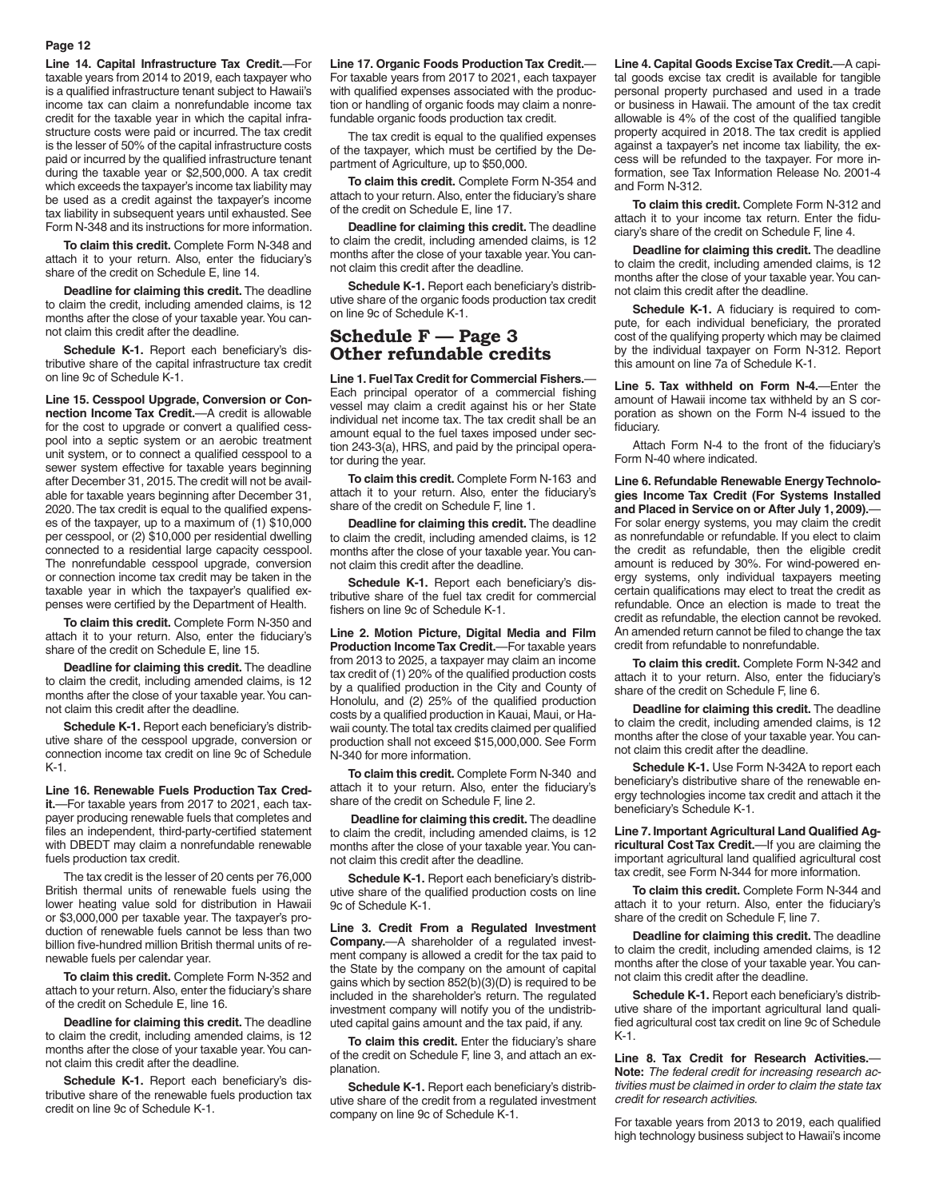**Line 14. Capital Infrastructure Tax Credit.**—For taxable years from 2014 to 2019, each taxpayer who is a qualified infrastructure tenant subject to Hawaii's income tax can claim a nonrefundable income tax credit for the taxable year in which the capital infrastructure costs were paid or incurred. The tax credit is the lesser of 50% of the capital infrastructure costs paid or incurred by the qualified infrastructure tenant during the taxable year or $2,500,000. A tax credit which exceeds the taxpayer's income tax liability may be used as a credit against the taxpayer's income tax liability in subsequent years until exhausted. See Form N-348 and its instructions for more information.

**To claim this credit.** Complete Form N-348 and attach it to your return. Also, enter the fiduciary's share of the credit on Schedule E, line 14.

**Deadline for claiming this credit.** The deadline to claim the credit, including amended claims, is 12 months after the close of your taxable year. You cannot claim this credit after the deadline.

**Schedule K-1.** Report each beneficiary's distributive share of the capital infrastructure tax credit on line 9c of Schedule K-1.

**Line 15. Cesspool Upgrade, Conversion or Connection Income Tax Credit.**—A credit is allowable for the cost to upgrade or convert a qualified cesspool into a septic system or an aerobic treatment unit system, or to connect a qualified cesspool to a sewer system effective for taxable years beginning after December 31, 2015. The credit will not be available for taxable years beginning after December 31, 2020. The tax credit is equal to the qualified expenses of the taxpayer, up to a maximum of (1) $10,000 per cesspool, or (2) $10,000 per residential dwelling connected to a residential large capacity cesspool. The nonrefundable cesspool upgrade, conversion or connection income tax credit may be taken in the taxable year in which the taxpayer's qualified expenses were certified by the Department of Health.

**To claim this credit.** Complete Form N-350 and attach it to your return. Also, enter the fiduciary's share of the credit on Schedule E, line 15.

**Deadline for claiming this credit.** The deadline to claim the credit, including amended claims, is 12 months after the close of your taxable year. You cannot claim this credit after the deadline.

**Schedule K-1.** Report each beneficiary's distributive share of the cesspool upgrade, conversion or connection income tax credit on line 9c of Schedule K-1.

**Line 16. Renewable Fuels Production Tax Credit.**—For taxable years from 2017 to 2021, each taxpayer producing renewable fuels that completes and files an independent, third-party-certified statement with DBEDT may claim a nonrefundable renewable fuels production tax credit.

The tax credit is the lesser of 20 cents per 76,000 British thermal units of renewable fuels using the lower heating value sold for distribution in Hawaii or $3,000,000 per taxable year. The taxpayer's production of renewable fuels cannot be less than two billion five-hundred million British thermal units of renewable fuels per calendar year.

**To claim this credit.** Complete Form N-352 and attach to your return. Also, enter the fiduciary's share of the credit on Schedule E, line 16.

**Deadline for claiming this credit.** The deadline to claim the credit, including amended claims, is 12 months after the close of your taxable year. You cannot claim this credit after the deadline.

**Schedule K-1.** Report each beneficiary's distributive share of the renewable fuels production tax credit on line 9c of Schedule K-1.

**Line 17. Organic Foods Production Tax Credit.**—For taxable years from 2017 to 2021, each taxpayer with qualified expenses associated with the production or handling of organic foods may claim a nonrefundable organic foods production tax credit.

The tax credit is equal to the qualified expenses of the taxpayer, which must be certified by the Department of Agriculture, up to $50,000.

**To claim this credit.** Complete Form N-354 and attach to your return. Also, enter the fiduciary's share of the credit on Schedule E, line 17.

**Deadline for claiming this credit.** The deadline to claim the credit, including amended claims, is 12 months after the close of your taxable year. You cannot claim this credit after the deadline.

**Schedule K-1.** Report each beneficiary's distributive share of the organic foods production tax credit on line 9c of Schedule K-1.

## Schedule F — Page 3 Other refundable credits

**Line 1. Fuel Tax Credit for Commercial Fishers.**—Each principal operator of a commercial fishing vessel may claim a credit against his or her State individual net income tax. The tax credit shall be an amount equal to the fuel taxes imposed under section 243-3(a), HRS, and paid by the principal operator during the year.

**To claim this credit.** Complete Form N-163 and attach it to your return. Also, enter the fiduciary's share of the credit on Schedule F, line 1.

**Deadline for claiming this credit.** The deadline to claim the credit, including amended claims, is 12 months after the close of your taxable year. You cannot claim this credit after the deadline.

**Schedule K-1.** Report each beneficiary's distributive share of the fuel tax credit for commercial fishers on line 9c of Schedule K-1.

**Line 2. Motion Picture, Digital Media and Film Production Income Tax Credit.**—For taxable years from 2013 to 2025, a taxpayer may claim an income tax credit of (1) 20% of the qualified production costs by a qualified production in the City and County of Honolulu, and (2) 25% of the qualified production costs by a qualified production in Kauai, Maui, or Hawaii county. The total tax credits claimed per qualified production shall not exceed $15,000,000. See Form N-340 for more information.

**To claim this credit.** Complete Form N-340 and attach it to your return. Also, enter the fiduciary's share of the credit on Schedule F, line 2.

**Deadline for claiming this credit.** The deadline to claim the credit, including amended claims, is 12 months after the close of your taxable year. You cannot claim this credit after the deadline.

**Schedule K-1.** Report each beneficiary's distributive share of the qualified production costs on line 9c of Schedule K-1.

**Line 3. Credit From a Regulated Investment Company.**—A shareholder of a regulated investment company is allowed a credit for the tax paid to the State by the company on the amount of capital gains which by section 852(b)(3)(D) is required to be included in the shareholder's return. The regulated investment company will notify you of the undistributed capital gains amount and the tax paid, if any.

**To claim this credit.** Enter the fiduciary's share of the credit on Schedule F, line 3, and attach an explanation.

**Schedule K-1.** Report each beneficiary's distributive share of the credit from a regulated investment company on line 9c of Schedule K-1.

**Line 4. Capital Goods Excise Tax Credit.**—A capital goods excise tax credit is available for tangible personal property purchased and used in a trade or business in Hawaii. The amount of the tax credit allowable is 4% of the cost of the qualified tangible property acquired in 2018. The tax credit is applied against a taxpayer's net income tax liability, the excess will be refunded to the taxpayer. For more information, see Tax Information Release No. 2001-4 and Form N-312.

**To claim this credit.** Complete Form N-312 and attach it to your income tax return. Enter the fiduciary's share of the credit on Schedule F, line 4.

**Deadline for claiming this credit.** The deadline to claim the credit, including amended claims, is 12 months after the close of your taxable year. You cannot claim this credit after the deadline.

**Schedule K-1.** A fiduciary is required to compute, for each individual beneficiary, the prorated cost of the qualifying property which may be claimed by the individual taxpayer on Form N-312. Report this amount on line 7a of Schedule K-1.

**Line 5. Tax withheld on Form N-4.**—Enter the amount of Hawaii income tax withheld by an S corporation as shown on the Form N-4 issued to the fiduciary.

Attach Form N-4 to the front of the fiduciary's Form N-40 where indicated.

**Line 6. Refundable Renewable Energy Technologies Income Tax Credit (For Systems Installed and Placed in Service on or After July 1, 2009).**—For solar energy systems, you may claim the credit as nonrefundable or refundable. If you elect to claim the credit as refundable, then the eligible credit amount is reduced by 30%. For wind-powered energy systems, only individual taxpayers meeting certain qualifications may elect to treat the credit as refundable. Once an election is made to treat the credit as refundable, the election cannot be revoked. An amended return cannot be filed to change the tax credit from refundable to nonrefundable.

**To claim this credit.** Complete Form N-342 and attach it to your return. Also, enter the fiduciary's share of the credit on Schedule F, line 6.

**Deadline for claiming this credit.** The deadline to claim the credit, including amended claims, is 12 months after the close of your taxable year. You cannot claim this credit after the deadline.

**Schedule K-1.** Use Form N-342A to report each beneficiary's distributive share of the renewable energy technologies income tax credit and attach it the beneficiary's Schedule K-1.

**Line 7. Important Agricultural Land Qualified Agricultural Cost Tax Credit.**—If you are claiming the important agricultural land qualified agricultural cost tax credit, see Form N-344 for more information.

**To claim this credit.** Complete Form N-344 and attach it to your return. Also, enter the fiduciary's share of the credit on Schedule F, line 7.

**Deadline for claiming this credit.** The deadline to claim the credit, including amended claims, is 12 months after the close of your taxable year. You cannot claim this credit after the deadline.

**Schedule K-1.** Report each beneficiary's distributive share of the important agricultural land qualified agricultural cost tax credit on line 9c of Schedule K-1.

**Line 8. Tax Credit for Research Activities.**—**Note:** *The federal credit for increasing research activities must be claimed in order to claim the state tax credit for research activities.*

For taxable years from 2013 to 2019, each qualified high technology business subject to Hawaii's income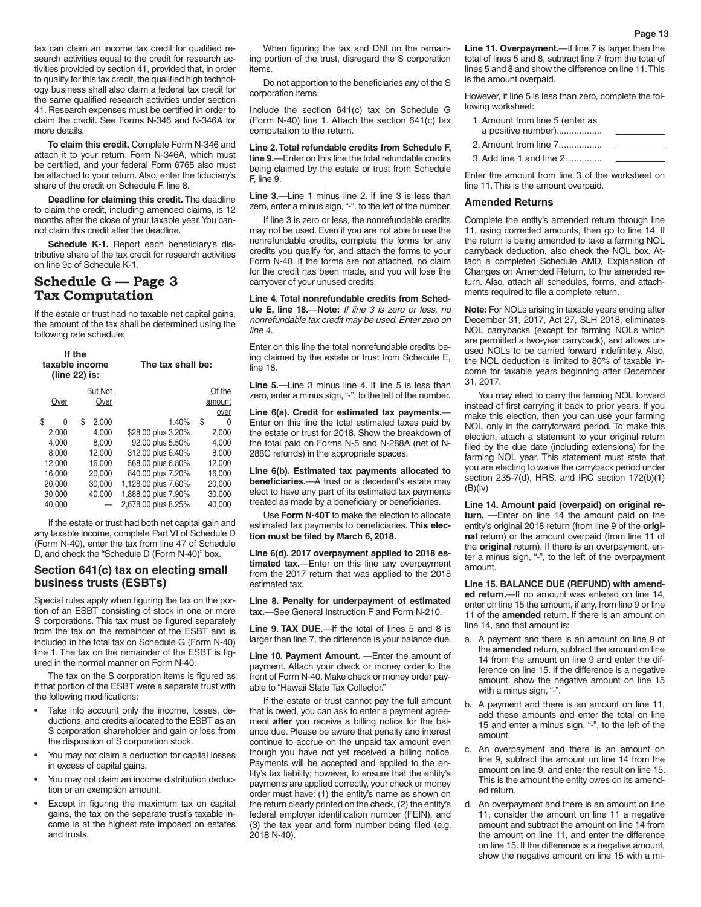tax can claim an income tax credit for qualified research activities equal to the credit for research activities provided by section 41, provided that, in order to qualify for this tax credit, the qualified high technology business shall also claim a federal tax credit for the same qualified research activities under section 41. Research expenses must be certified in order to claim the credit. See Forms N-346 and N-346A for more details.

**To claim this credit.** Complete Form N-346 and attach it to your return. Form N-346A, which must be certified, and your federal Form 6765 also must be attached to your return. Also, enter the fiduciary's share of the credit on Schedule F, line 8.

**Deadline for claiming this credit.** The deadline to claim the credit, including amended claims, is 12 months after the close of your taxable year. You cannot claim this credit after the deadline.

**Schedule K-1.** Report each beneficiary's distributive share of the tax credit for research activities on line 9c of Schedule K-1.

# Schedule G — Page 3 Tax Computation

If the estate or trust had no taxable net capital gains, the amount of the tax shall be determined using the following rate schedule:

| If the taxable income (line 22) is: | | The tax shall be: | |
|---|---|---|---|
| Over | But Not Over | | Of the amount over |
| $ 0 | $ 2,000 | 1.40% | $ 0 |
| 2,000 | 4,000 | $28.00 plus 3.20% | 2,000 |
| 4,000 | 8,000 | 92.00 plus 5.50% | 4,000 |
| 8,000 | 12,000 | 312.00 plus 6.40% | 8,000 |
| 12,000 | 16,000 | 568.00 plus 6.80% | 12,000 |
| 16,000 | 20,000 | 840.00 plus 7.20% | 16,000 |
| 20,000 | 30,000 | 1,128.00 plus 7.60% | 20,000 |
| 30,000 | 40,000 | 1,888.00 plus 7.90% | 30,000 |
| 40,000 | — | 2,678.00 plus 8.25% | 40,000 |

If the estate or trust had both net capital gain and any taxable income, complete Part VI of Schedule D (Form N-40), enter the tax from line 47 of Schedule D, and check the "Schedule D (Form N-40)" box.

## Section 641(c) tax on electing small business trusts (ESBTs)

Special rules apply when figuring the tax on the portion of an ESBT consisting of stock in one or more S corporations. This tax must be figured separately from the tax on the remainder of the ESBT and is included in the total tax on Schedule G (Form N-40) line 1. The tax on the remainder of the ESBT is figured in the normal manner on Form N-40.

The tax on the S corporation items is figured as if that portion of the ESBT were a separate trust with the following modifications:

- Take into account only the income, losses, deductions, and credits allocated to the ESBT as an S corporation shareholder and gain or loss from the disposition of S corporation stock.
- You may not claim a deduction for capital losses in excess of capital gains.
- You may not claim an income distribution deduction or an exemption amount.
- Except in figuring the maximum tax on capital gains, the tax on the separate trust's taxable income is at the highest rate imposed on estates and trusts.

When figuring the tax and DNI on the remaining portion of the trust, disregard the S corporation items.

Do not apportion to the beneficiaries any of the S corporation items.

Include the section 641(c) tax on Schedule G (Form N-40) line 1. Attach the section 641(c) tax computation to the return.

**Line 2. Total refundable credits from Schedule F, line 9.**—Enter on this line the total refundable credits being claimed by the estate or trust from Schedule F, line 9.

**Line 3.**—Line 1 minus line 2. If line 3 is less than zero, enter a minus sign, "-", to the left of the number.

If line 3 is zero or less, the nonrefundable credits may not be used. Even if you are not able to use the nonrefundable credits, complete the forms for any credits you qualify for, and attach the forms to your Form N-40. If the forms are not attached, no claim for the credit has been made, and you will lose the carryover of your unused credits.

**Line 4. Total nonrefundable credits from Schedule E, line 18.**—**Note:** *If line 3 is zero or less, no nonrefundable tax credit may be used. Enter zero on line 4.*

Enter on this line the total nonrefundable credits being claimed by the estate or trust from Schedule E, line 18.

**Line 5.**—Line 3 minus line 4. If line 5 is less than zero, enter a minus sign, "-", to the left of the number.

**Line 6(a). Credit for estimated tax payments.**—Enter on this line the total estimated taxes paid by the estate or trust for 2018. Show the breakdown of the total paid on Forms N-5 and N-288A (net of N-288C refunds) in the appropriate spaces.

**Line 6(b). Estimated tax payments allocated to beneficiaries.**—A trust or a decedent's estate may elect to have any part of its estimated tax payments treated as made by a beneficiary or beneficiaries.

Use **Form N-40T** to make the election to allocate estimated tax payments to beneficiaries. **This election must be filed by March 6, 2018.**

**Line 6(d). 2017 overpayment applied to 2018 estimated tax.**—Enter on this line any overpayment from the 2017 return that was applied to the 2018 estimated tax.

**Line 8. Penalty for underpayment of estimated tax.**—See General Instruction F and Form N-210.

**Line 9. TAX DUE.**—If the total of lines 5 and 8 is larger than line 7, the difference is your balance due.

**Line 10. Payment Amount.** —Enter the amount of payment. Attach your check or money order to the front of Form N-40. Make check or money order payable to "Hawaii State Tax Collector."

If the estate or trust cannot pay the full amount that is owed, you can ask to enter a payment agreement **after** you receive a billing notice for the balance due. Please be aware that penalty and interest continue to accrue on the unpaid tax amount even though you have not yet received a billing notice. Payments will be accepted and applied to the entity's tax liability; however, to ensure that the entity's payments are applied correctly, your check or money order must have: (1) the entity's name as shown on the return clearly printed on the check, (2) the entity's federal employer identification number (FEIN), and (3) the tax year and form number being filed (e.g. 2018 N-40).

**Line 11. Overpayment.**—If line 7 is larger than the total of lines 5 and 8, subtract line 7 from the total of lines 5 and 8 and show the difference on line 11. This is the amount overpaid.

However, if line 5 is less than zero, complete the following worksheet:

1. Amount from line 5 (enter as a positive number).................. \_\_\_\_\_\_\_\_\_\_
2. Amount from line 7................. \_\_\_\_\_\_\_\_\_\_
3. Add line 1 and line 2. ............. \_\_\_\_\_\_\_\_\_\_

Enter the amount from line 3 of the worksheet on line 11. This is the amount overpaid.

## Amended Returns

Complete the entity's amended return through line 11, using corrected amounts, then go to line 14. If the return is being amended to take a farming NOL carryback deduction, also check the NOL box. Attach a completed Schedule AMD, Explanation of Changes on Amended Return, to the amended return. Also, attach all schedules, forms, and attachments required to file a complete return.

**Note:** For NOLs arising in taxable years ending after December 31, 2017, Act 27, SLH 2018, eliminates NOL carrybacks (except for farming NOLs which are permitted a two-year carryback), and allows unused NOLs to be carried forward indefinitely. Also, the NOL deduction is limited to 80% of taxable income for taxable years beginning after December 31, 2017.

You may elect to carry the farming NOL forward instead of first carrying it back to prior years. If you make this election, then you can use your farming NOL only in the carryforward period. To make this election, attach a statement to your original return filed by the due date (including extensions) for the farming NOL year. This statement must state that you are electing to waive the carryback period under section 235-7(d), HRS, and IRC section 172(b)(1)(B)(iv)

**Line 14. Amount paid (overpaid) on original return.** —Enter on line 14 the amount paid on the entity's original 2018 return (from line 9 of the **original** return) or the amount overpaid (from line 11 of the **original** return). If there is an overpayment, enter a minus sign, "-", to the left of the overpayment amount.

**Line 15. BALANCE DUE (REFUND) with amended return.**—If no amount was entered on line 14, enter on line 15 the amount, if any, from line 9 or line 11 of the **amended** return. If there is an amount on line 14, and that amount is:

a. A payment and there is an amount on line 9 of the **amended** return, subtract the amount on line 14 from the amount on line 9 and enter the difference on line 15. If the difference is a negative amount, show the negative amount on line 15 with a minus sign, "-".
b. A payment and there is an amount on line 11, add these amounts and enter the total on line 15 and enter a minus sign, "-", to the left of the amount.
c. An overpayment and there is an amount on line 9, subtract the amount on line 14 from the amount on line 9, and enter the result on line 15. This is the amount the entity owes on its amended return.
d. An overpayment and there is an amount on line 11, consider the amount on line 11 a negative amount and subtract the amount on line 14 from the amount on line 11, and enter the difference on line 15. If the difference is a negative amount, show the negative amount on line 15 with a mi-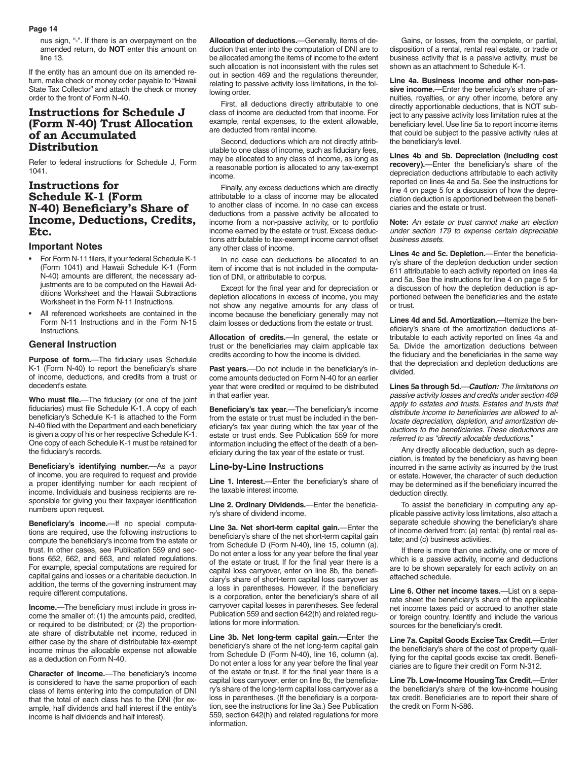nus sign, "-". If there is an overpayment on the amended return, do **NOT** enter this amount on line 13.

If the entity has an amount due on its amended return, make check or money order payable to "Hawaii State Tax Collector" and attach the check or money order to the front of Form N-40.

# Instructions for Schedule J (Form N-40) Trust Allocation of an Accumulated Distribution

Refer to federal instructions for Schedule J, Form 1041.

# Instructions for Schedule K-1 (Form N-40) Beneficiary's Share of Income, Deductions, Credits, Etc.

## Important Notes

- For Form N-11 filers, if your federal Schedule K-1 (Form 1041) and Hawaii Schedule K-1 (Form N-40) amounts are different, the necessary adjustments are to be computed on the Hawaii Additions Worksheet and the Hawaii Subtractions Worksheet in the Form N-11 Instructions.
- All referenced worksheets are contained in the Form N-11 Instructions and in the Form N-15 Instructions.

## General Instruction

**Purpose of form.**—The fiduciary uses Schedule K-1 (Form N-40) to report the beneficiary's share of income, deductions, and credits from a trust or decedent's estate.

**Who must file.**—The fiduciary (or one of the joint fiduciaries) must file Schedule K-1. A copy of each beneficiary's Schedule K-1 is attached to the Form N-40 filed with the Department and each beneficiary is given a copy of his or her respective Schedule K-1. One copy of each Schedule K-1 must be retained for the fiduciary's records.

**Beneficiary's identifying number.**—As a payor of income, you are required to request and provide a proper identifying number for each recipient of income. Individuals and business recipients are responsible for giving you their taxpayer identification numbers upon request.

**Beneficiary's income.**—If no special computations are required, use the following instructions to compute the beneficiary's income from the estate or trust. In other cases, see Publication 559 and sections 652, 662, and 663, and related regulations. For example, special computations are required for capital gains and losses or a charitable deduction. In addition, the terms of the governing instrument may require different computations.

**Income.**—The beneficiary must include in gross income the smaller of: (1) the amounts paid, credited, or required to be distributed; or (2) the proportionate share of distributable net income, reduced in either case by the share of distributable tax-exempt income minus the allocable expense not allowable as a deduction on Form N-40.

**Character of income.**—The beneficiary's income is considered to have the same proportion of each class of items entering into the computation of DNI that the total of each class has to the DNI (for example, half dividends and half interest if the entity's income is half dividends and half interest).

**Allocation of deductions.**—Generally, items of deduction that enter into the computation of DNI are to be allocated among the items of income to the extent such allocation is not inconsistent with the rules set out in section 469 and the regulations thereunder, relating to passive activity loss limitations, in the following order.

First, all deductions directly attributable to one class of income are deducted from that income. For example, rental expenses, to the extent allowable, are deducted from rental income.

Second, deductions which are not directly attributable to one class of income, such as fiduciary fees, may be allocated to any class of income, as long as a reasonable portion is allocated to any tax-exempt income.

Finally, any excess deductions which are directly attributable to a class of income may be allocated to another class of income. In no case can excess deductions from a passive activity be allocated to income from a non-passive activity, or to portfolio income earned by the estate or trust. Excess deductions attributable to tax-exempt income cannot offset any other class of income.

In no case can deductions be allocated to an item of income that is not included in the computation of DNI, or attributable to corpus.

Except for the final year and for depreciation or depletion allocations in excess of income, you may not show any negative amounts for any class of income because the beneficiary generally may not claim losses or deductions from the estate or trust.

**Allocation of credits.**—In general, the estate or trust or the beneficiaries may claim applicable tax credits according to how the income is divided.

**Past years.**—Do not include in the beneficiary's income amounts deducted on Form N-40 for an earlier year that were credited or required to be distributed in that earlier year.

**Beneficiary's tax year.**—The beneficiary's income from the estate or trust must be included in the beneficiary's tax year during which the tax year of the estate or trust ends. See Publication 559 for more information including the effect of the death of a beneficiary during the tax year of the estate or trust.

## Line-by-Line Instructions

**Line 1. Interest.**—Enter the beneficiary's share of the taxable interest income.

**Line 2. Ordinary Dividends.**—Enter the beneficiary's share of dividend income.

**Line 3a. Net short-term capital gain.**—Enter the beneficiary's share of the net short-term capital gain from Schedule D (Form N-40), line 15, column (a). Do not enter a loss for any year before the final year of the estate or trust. If for the final year there is a capital loss carryover, enter on line 8b, the beneficiary's share of short-term capital loss carryover as a loss in parentheses. However, if the beneficiary is a corporation, enter the beneficiary's share of all carryover capital losses in parentheses. See federal Publication 559 and section 642(h) and related regulations for more information.

**Line 3b. Net long-term capital gain.**—Enter the beneficiary's share of the net long-term capital gain from Schedule D (Form N-40), line 16, column (a). Do not enter a loss for any year before the final year of the estate or trust. If for the final year there is a capital loss carryover, enter on line 8c, the beneficiary's share of the long-term capital loss carryover as a loss in parentheses. (If the beneficiary is a corporation, see the instructions for line 3a.) See Publication 559, section 642(h) and related regulations for more information.

Gains, or losses, from the complete, or partial, disposition of a rental, rental real estate, or trade or business activity that is a passive activity, must be shown as an attachment to Schedule K-1.

**Line 4a. Business income and other non-passive income.**—Enter the beneficiary's share of annuities, royalties, or any other income, before any directly apportionable deductions, that is NOT subject to any passive activity loss limitation rules at the beneficiary level. Use line 5a to report income items that could be subject to the passive activity rules at the beneficiary's level.

**Lines 4b and 5b. Depreciation (including cost recovery).**—Enter the beneficiary's share of the depreciation deductions attributable to each activity reported on lines 4a and 5a. See the instructions for line 4 on page 5 for a discussion of how the depreciation deduction is apportioned between the beneficiaries and the estate or trust.

**Note:** *An estate or trust cannot make an election under section 179 to expense certain depreciable business assets.*

**Lines 4c and 5c. Depletion.**—Enter the beneficiary's share of the depletion deduction under section 611 attributable to each activity reported on lines 4a and 5a. See the instructions for line 4 on page 5 for a discussion of how the depletion deduction is apportioned between the beneficiaries and the estate or trust.

**Lines 4d and 5d. Amortization.**—Itemize the beneficiary's share of the amortization deductions attributable to each activity reported on lines 4a and 5a. Divide the amortization deductions between the fiduciary and the beneficiaries in the same way that the depreciation and depletion deductions are divided.

**Lines 5a through 5d.**—***Caution:*** *The limitations on passive activity losses and credits under section 469 apply to estates and trusts. Estates and trusts that distribute income to beneficiaries are allowed to allocate depreciation, depletion, and amortization deductions to the beneficiaries. These deductions are referred to as "directly allocable deductions."*

Any directly allocable deduction, such as depreciation, is treated by the beneficiary as having been incurred in the same activity as incurred by the trust or estate. However, the character of such deduction may be determined as if the beneficiary incurred the deduction directly.

To assist the beneficiary in computing any applicable passive activity loss limitations, also attach a separate schedule showing the beneficiary's share of income derived from: (a) rental; (b) rental real estate; and (c) business activities.

If there is more than one activity, one or more of which is a passive activity, income and deductions are to be shown separately for each activity on an attached schedule.

**Line 6. Other net income taxes.**—List on a separate sheet the beneficiary's share of the applicable net income taxes paid or accrued to another state or foreign country. Identify and include the various sources for the beneficiary's credit.

**Line 7a. Capital Goods Excise Tax Credit.**—Enter the beneficiary's share of the cost of property qualifying for the capital goods excise tax credit. Beneficiaries are to figure their credit on Form N-312.

**Line 7b. Low-Income Housing Tax Credit.**—Enter the beneficiary's share of the low-income housing tax credit. Beneficiaries are to report their share of the credit on Form N-586.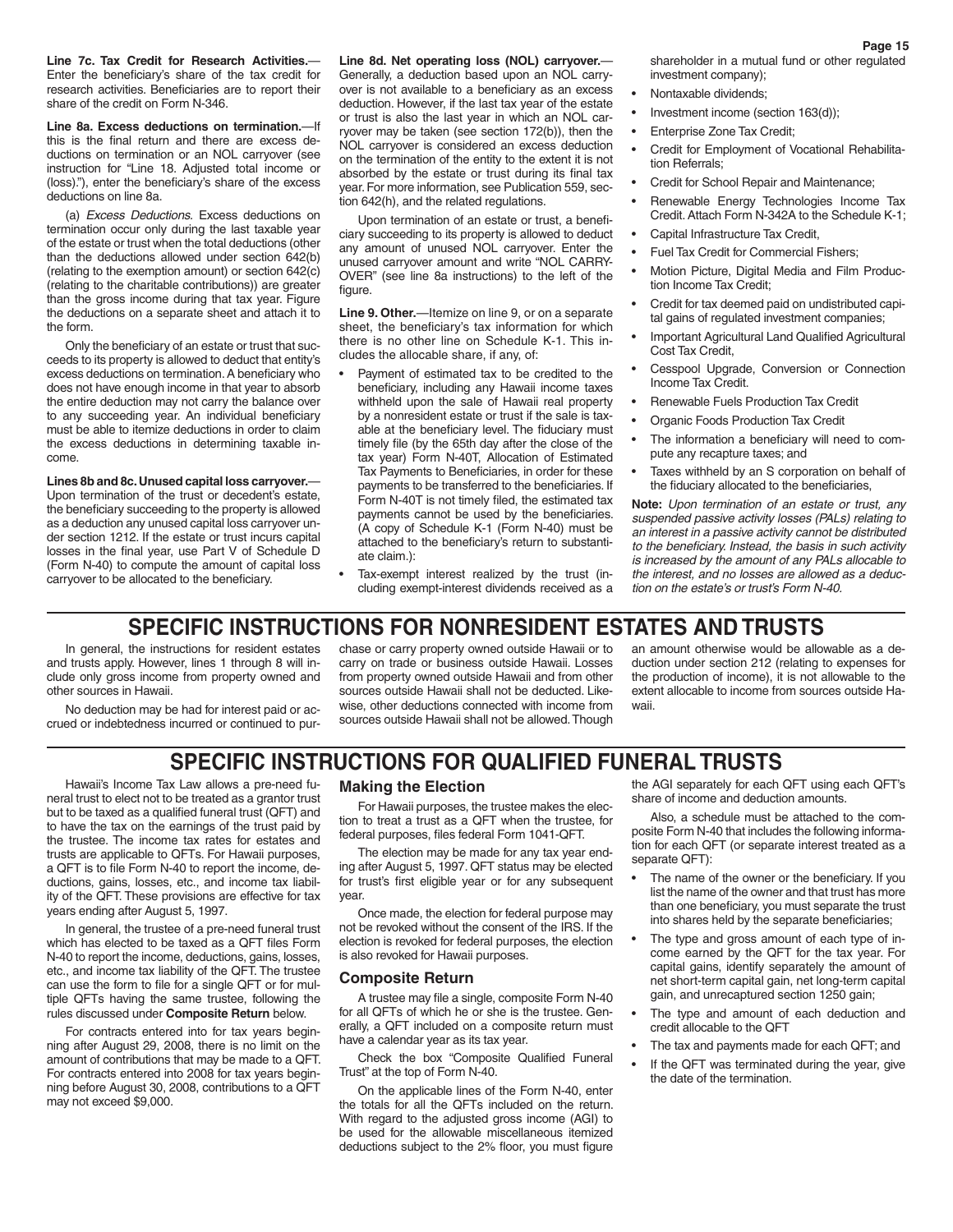**Line 7c. Tax Credit for Research Activities.**—Enter the beneficiary's share of the tax credit for research activities. Beneficiaries are to report their share of the credit on Form N-346.

**Line 8a. Excess deductions on termination.**—If this is the final return and there are excess deductions on termination and an NOL carryover (see instruction for "Line 18. Adjusted total income or (loss)."), enter the beneficiary's share of the excess deductions on line 8a.

(a) *Excess Deductions.* Excess deductions on termination occur only during the last taxable year of the estate or trust when the total deductions (other than the deductions allowed under section 642(b) (relating to the exemption amount) or section 642(c) (relating to the charitable contributions)) are greater than the gross income during that tax year. Figure the deductions on a separate sheet and attach it to the form.

Only the beneficiary of an estate or trust that succeeds to its property is allowed to deduct that entity's excess deductions on termination. A beneficiary who does not have enough income in that year to absorb the entire deduction may not carry the balance over to any succeeding year. An individual beneficiary must be able to itemize deductions in order to claim the excess deductions in determining taxable income.

**Lines 8b and 8c. Unused capital loss carryover.**—Upon termination of the trust or decedent's estate, the beneficiary succeeding to the property is allowed as a deduction any unused capital loss carryover under section 1212. If the estate or trust incurs capital losses in the final year, use Part V of Schedule D (Form N-40) to compute the amount of capital loss carryover to be allocated to the beneficiary.

**Line 8d. Net operating loss (NOL) carryover.**—Generally, a deduction based upon an NOL carryover is not available to a beneficiary as an excess deduction. However, if the last tax year of the estate or trust is also the last year in which an NOL carryover may be taken (see section 172(b)), then the NOL carryover is considered an excess deduction on the termination of the entity to the extent it is not absorbed by the estate or trust during its final tax year. For more information, see Publication 559, section 642(h), and the related regulations.

Upon termination of an estate or trust, a beneficiary succeeding to its property is allowed to deduct any amount of unused NOL carryover. Enter the unused carryover amount and write "NOL CARRYOVER" (see line 8a instructions) to the left of the figure.

**Line 9. Other.**—Itemize on line 9, or on a separate sheet, the beneficiary's tax information for which there is no other line on Schedule K-1. This includes the allocable share, if any, of:

- Payment of estimated tax to be credited to the beneficiary, including any Hawaii income taxes withheld upon the sale of Hawaii real property by a nonresident estate or trust if the sale is taxable at the beneficiary level. The fiduciary must timely file (by the 65th day after the close of the tax year) Form N-40T, Allocation of Estimated Tax Payments to Beneficiaries, in order for these payments to be transferred to the beneficiaries. If Form N-40T is not timely filed, the estimated tax payments cannot be used by the beneficiaries. (A copy of Schedule K-1 (Form N-40) must be attached to the beneficiary's return to substantiate claim.):
- Tax-exempt interest realized by the trust (including exempt-interest dividends received as a shareholder in a mutual fund or other regulated investment company);
- Nontaxable dividends;
- Investment income (section 163(d));
- Enterprise Zone Tax Credit;
- Credit for Employment of Vocational Rehabilitation Referrals;
- Credit for School Repair and Maintenance;
- Renewable Energy Technologies Income Tax Credit. Attach Form N-342A to the Schedule K-1;
- Capital Infrastructure Tax Credit,
- Fuel Tax Credit for Commercial Fishers;
- Motion Picture, Digital Media and Film Production Income Tax Credit;
- Credit for tax deemed paid on undistributed capital gains of regulated investment companies;
- Important Agricultural Land Qualified Agricultural Cost Tax Credit,
- Cesspool Upgrade, Conversion or Connection Income Tax Credit.
- Renewable Fuels Production Tax Credit
- Organic Foods Production Tax Credit
- The information a beneficiary will need to compute any recapture taxes; and
- Taxes withheld by an S corporation on behalf of the fiduciary allocated to the beneficiaries,

**Note:** *Upon termination of an estate or trust, any suspended passive activity losses (PALs) relating to an interest in a passive activity cannot be distributed to the beneficiary. Instead, the basis in such activity is increased by the amount of any PALs allocable to the interest, and no losses are allowed as a deduction on the estate's or trust's Form N-40.*

# SPECIFIC INSTRUCTIONS FOR NONRESIDENT ESTATES AND TRUSTS

In general, the instructions for resident estates and trusts apply. However, lines 1 through 8 will include only gross income from property owned and other sources in Hawaii.

No deduction may be had for interest paid or accrued or indebtedness incurred or continued to purchase or carry property owned outside Hawaii or to carry on trade or business outside Hawaii. Losses from property owned outside Hawaii and from other sources outside Hawaii shall not be deducted. Likewise, other deductions connected with income from sources outside Hawaii shall not be allowed. Though an amount otherwise would be allowable as a deduction under section 212 (relating to expenses for the production of income), it is not allowable to the extent allocable to income from sources outside Hawaii.

# SPECIFIC INSTRUCTIONS FOR QUALIFIED FUNERAL TRUSTS

Hawaii's Income Tax Law allows a pre-need funeral trust to elect not to be treated as a grantor trust but to be taxed as a qualified funeral trust (QFT) and to have the tax on the earnings of the trust paid by the trustee. The income tax rates for estates and trusts are applicable to QFTs. For Hawaii purposes, a QFT is to file Form N-40 to report the income, deductions, gains, losses, etc., and income tax liability of the QFT. These provisions are effective for tax years ending after August 5, 1997.

In general, the trustee of a pre-need funeral trust which has elected to be taxed as a QFT files Form N-40 to report the income, deductions, gains, losses, etc., and income tax liability of the QFT. The trustee can use the form to file for a single QFT or for multiple QFTs having the same trustee, following the rules discussed under **Composite Return** below.

For contracts entered into for tax years beginning after August 29, 2008, there is no limit on the amount of contributions that may be made to a QFT. For contracts entered into 2008 for tax years beginning before August 30, 2008, contributions to a QFT may not exceed $9,000.

## Making the Election

For Hawaii purposes, the trustee makes the election to treat a trust as a QFT when the trustee, for federal purposes, files federal Form 1041-QFT.

The election may be made for any tax year ending after August 5, 1997. QFT status may be elected for trust's first eligible year or for any subsequent year.

Once made, the election for federal purpose may not be revoked without the consent of the IRS. If the election is revoked for federal purposes, the election is also revoked for Hawaii purposes.

## Composite Return

A trustee may file a single, composite Form N-40 for all QFTs of which he or she is the trustee. Generally, a QFT included on a composite return must have a calendar year as its tax year.

Check the box "Composite Qualified Funeral Trust" at the top of Form N-40.

On the applicable lines of the Form N-40, enter the totals for all the QFTs included on the return. With regard to the adjusted gross income (AGI) to be used for the allowable miscellaneous itemized deductions subject to the 2% floor, you must figure the AGI separately for each QFT using each QFT's share of income and deduction amounts.

Also, a schedule must be attached to the composite Form N-40 that includes the following information for each QFT (or separate interest treated as a separate QFT):

- The name of the owner or the beneficiary. If you list the name of the owner and that trust has more than one beneficiary, you must separate the trust into shares held by the separate beneficiaries;
- The type and gross amount of each type of income earned by the QFT for the tax year. For capital gains, identify separately the amount of net short-term capital gain, net long-term capital gain, and unrecaptured section 1250 gain;
- The type and amount of each deduction and credit allocable to the QFT
- The tax and payments made for each QFT; and
- If the QFT was terminated during the year, give the date of the termination.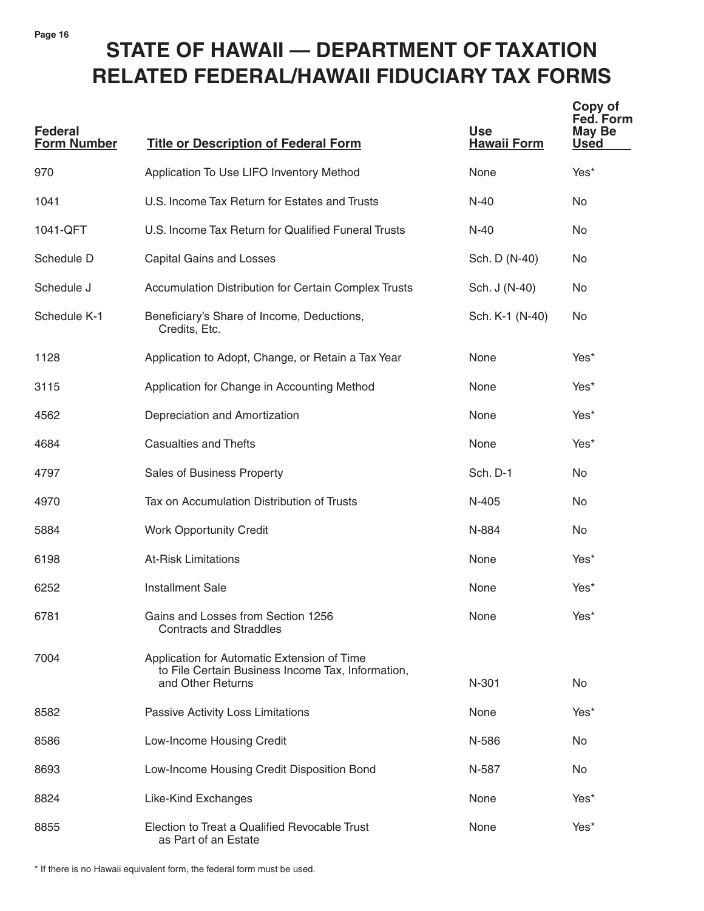# STATE OF HAWAII — DEPARTMENT OF TAXATION
# RELATED FEDERAL/HAWAII FIDUCIARY TAX FORMS

| Federal Form Number | Title or Description of Federal Form | Use Hawaii Form | Copy of Fed. Form May Be Used |
|---|---|---|---|
| 970 | Application To Use LIFO Inventory Method | None | Yes* |
| 1041 | U.S. Income Tax Return for Estates and Trusts | N-40 | No |
| 1041-QFT | U.S. Income Tax Return for Qualified Funeral Trusts | N-40 | No |
| Schedule D | Capital Gains and Losses | Sch. D (N-40) | No |
| Schedule J | Accumulation Distribution for Certain Complex Trusts | Sch. J (N-40) | No |
| Schedule K-1 | Beneficiary's Share of Income, Deductions, Credits, Etc. | Sch. K-1 (N-40) | No |
| 1128 | Application to Adopt, Change, or Retain a Tax Year | None | Yes* |
| 3115 | Application for Change in Accounting Method | None | Yes* |
| 4562 | Depreciation and Amortization | None | Yes* |
| 4684 | Casualties and Thefts | None | Yes* |
| 4797 | Sales of Business Property | Sch. D-1 | No |
| 4970 | Tax on Accumulation Distribution of Trusts | N-405 | No |
| 5884 | Work Opportunity Credit | N-884 | No |
| 6198 | At-Risk Limitations | None | Yes* |
| 6252 | Installment Sale | None | Yes* |
| 6781 | Gains and Losses from Section 1256 Contracts and Straddles | None | Yes* |
| 7004 | Application for Automatic Extension of Time to File Certain Business Income Tax, Information, and Other Returns | N-301 | No |
| 8582 | Passive Activity Loss Limitations | None | Yes* |
| 8586 | Low-Income Housing Credit | N-586 | No |
| 8693 | Low-Income Housing Credit Disposition Bond | N-587 | No |
| 8824 | Like-Kind Exchanges | None | Yes* |
| 8855 | Election to Treat a Qualified Revocable Trust as Part of an Estate | None | Yes* |

* If there is no Hawaii equivalent form, the federal form must be used.